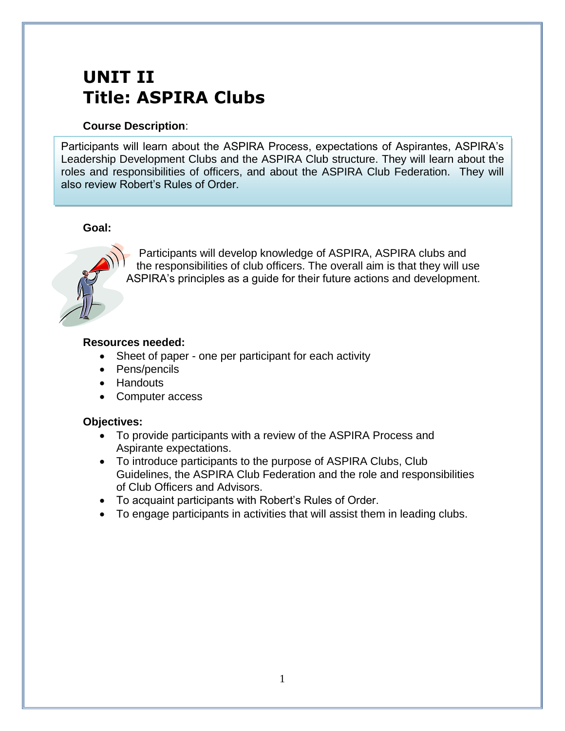# UNIT II
# Title: ASPIRA Clubs

**Course Description**:

Participants will learn about the ASPIRA Process, expectations of Aspirantes, ASPIRA's Leadership Development Clubs and the ASPIRA Club structure. They will learn about the roles and responsibilities of officers, and about the ASPIRA Club Federation. They will also review Robert's Rules of Order.

**Goal:**

Participants will develop knowledge of ASPIRA, ASPIRA clubs and the responsibilities of club officers. The overall aim is that they will use ASPIRA's principles as a guide for their future actions and development.

**Resources needed:**

- Sheet of paper - one per participant for each activity
- Pens/pencils
- Handouts
- Computer access

**Objectives:**

- To provide participants with a review of the ASPIRA Process and Aspirante expectations.
- To introduce participants to the purpose of ASPIRA Clubs, Club Guidelines, the ASPIRA Club Federation and the role and responsibilities of Club Officers and Advisors.
- To acquaint participants with Robert's Rules of Order.
- To engage participants in activities that will assist them in leading clubs.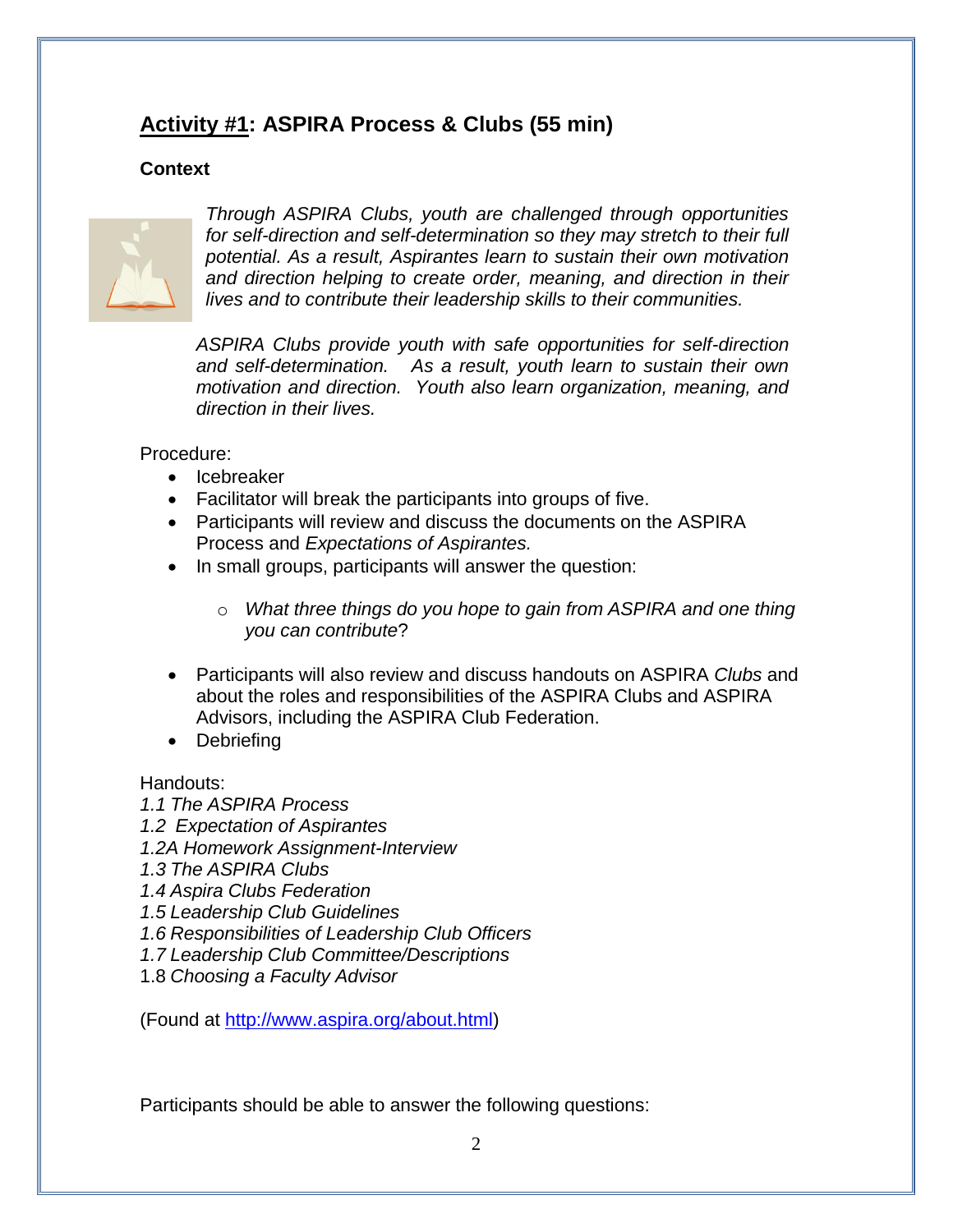## Activity #1: ASPIRA Process & Clubs (55 min)

### Context

*Through ASPIRA Clubs, youth are challenged through opportunities for self-direction and self-determination so they may stretch to their full potential. As a result, Aspirantes learn to sustain their own motivation and direction helping to create order, meaning, and direction in their lives and to contribute their leadership skills to their communities.*

*ASPIRA Clubs provide youth with safe opportunities for self-direction and self-determination. As a result, youth learn to sustain their own motivation and direction. Youth also learn organization, meaning, and direction in their lives.*

Procedure:

- Icebreaker
- Facilitator will break the participants into groups of five.
- Participants will review and discuss the documents on the ASPIRA Process and *Expectations of Aspirantes.*
- In small groups, participants will answer the question:
  - *What three things do you hope to gain from ASPIRA and one thing you can contribute*?
- Participants will also review and discuss handouts on ASPIRA *Clubs* and about the roles and responsibilities of the ASPIRA Clubs and ASPIRA Advisors, including the ASPIRA Club Federation.
- Debriefing

Handouts:

*1.1 The ASPIRA Process*
*1.2 Expectation of Aspirantes*
*1.2A Homework Assignment-Interview*
*1.3 The ASPIRA Clubs*
*1.4 Aspira Clubs Federation*
*1.5 Leadership Club Guidelines*
*1.6 Responsibilities of Leadership Club Officers*
*1.7 Leadership Club Committee/Descriptions*
1.8 *Choosing a Faculty Advisor*

(Found at http://www.aspira.org/about.html)

Participants should be able to answer the following questions: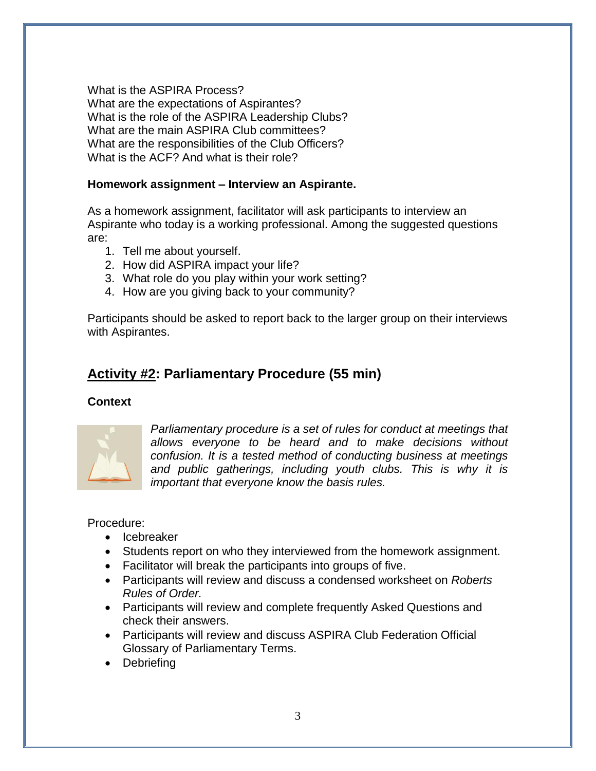What is the ASPIRA Process?
What are the expectations of Aspirantes?
What is the role of the ASPIRA Leadership Clubs?
What are the main ASPIRA Club committees?
What are the responsibilities of the Club Officers?
What is the ACF? And what is their role?

**Homework assignment – Interview an Aspirante.**

As a homework assignment, facilitator will ask participants to interview an Aspirante who today is a working professional. Among the suggested questions are:

1. Tell me about yourself.
2. How did ASPIRA impact your life?
3. What role do you play within your work setting?
4. How are you giving back to your community?

Participants should be asked to report back to the larger group on their interviews with Aspirantes.

## Activity #2: Parliamentary Procedure (55 min)

**Context**

*Parliamentary procedure is a set of rules for conduct at meetings that allows everyone to be heard and to make decisions without confusion. It is a tested method of conducting business at meetings and public gatherings, including youth clubs. This is why it is important that everyone know the basis rules.*

Procedure:

- Icebreaker
- Students report on who they interviewed from the homework assignment.
- Facilitator will break the participants into groups of five.
- Participants will review and discuss a condensed worksheet on *Roberts Rules of Order.*
- Participants will review and complete frequently Asked Questions and check their answers.
- Participants will review and discuss ASPIRA Club Federation Official Glossary of Parliamentary Terms.
- Debriefing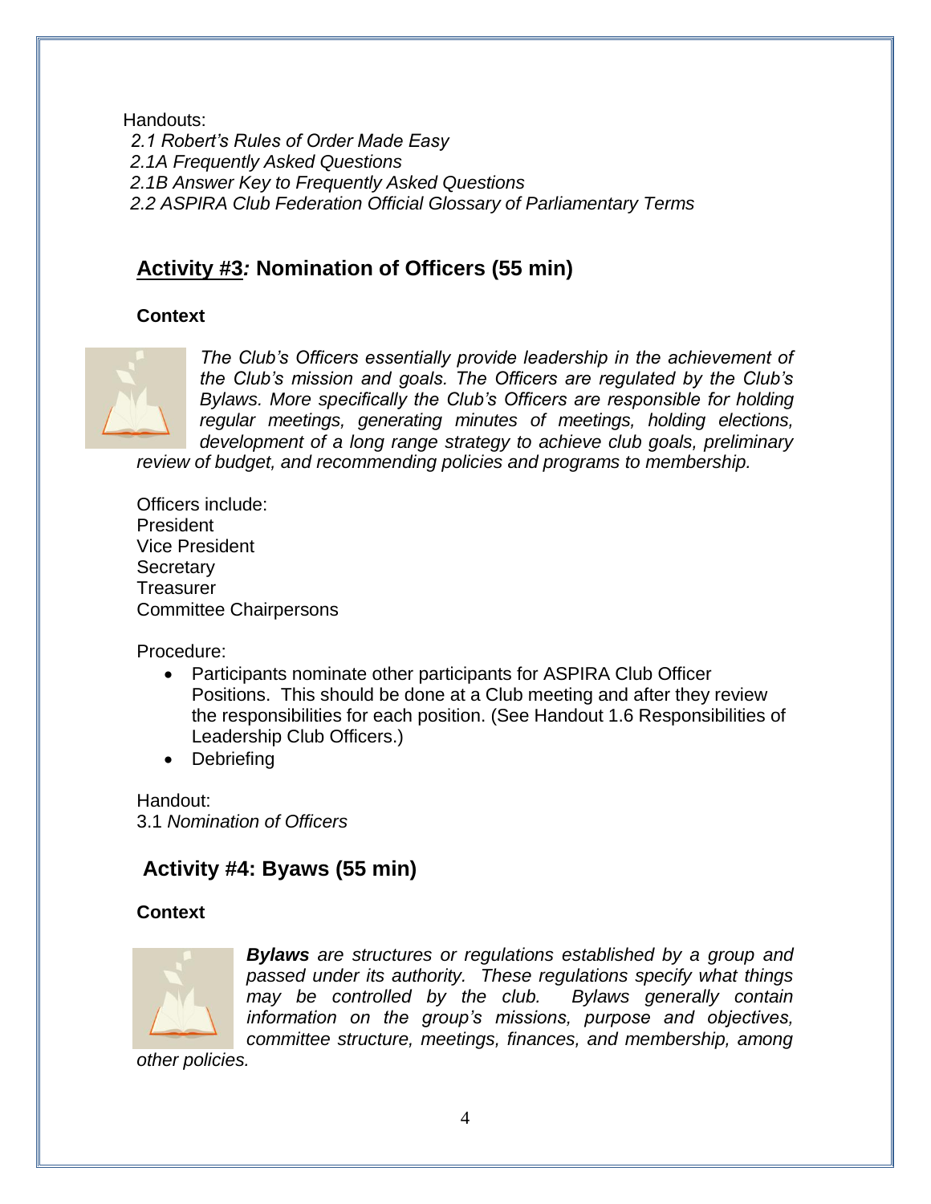Handouts:
*2.1 Robert's Rules of Order Made Easy*
*2.1A Frequently Asked Questions*
*2.1B Answer Key to Frequently Asked Questions*
*2.2 ASPIRA Club Federation Official Glossary of Parliamentary Terms*

## Activity #3: Nomination of Officers (55 min)

**Context**

*The Club's Officers essentially provide leadership in the achievement of the Club's mission and goals. The Officers are regulated by the Club's Bylaws. More specifically the Club's Officers are responsible for holding regular meetings, generating minutes of meetings, holding elections, development of a long range strategy to achieve club goals, preliminary review of budget, and recommending policies and programs to membership.*

Officers include:
President
Vice President
Secretary
Treasurer
Committee Chairpersons

Procedure:

- Participants nominate other participants for ASPIRA Club Officer Positions. This should be done at a Club meeting and after they review the responsibilities for each position. (See Handout 1.6 Responsibilities of Leadership Club Officers.)
- Debriefing

Handout:
3.1 *Nomination of Officers*

## Activity #4: Byaws (55 min)

**Context**

***Bylaws*** *are structures or regulations established by a group and passed under its authority. These regulations specify what things may be controlled by the club. Bylaws generally contain information on the group's missions, purpose and objectives, committee structure, meetings, finances, and membership, among other policies.*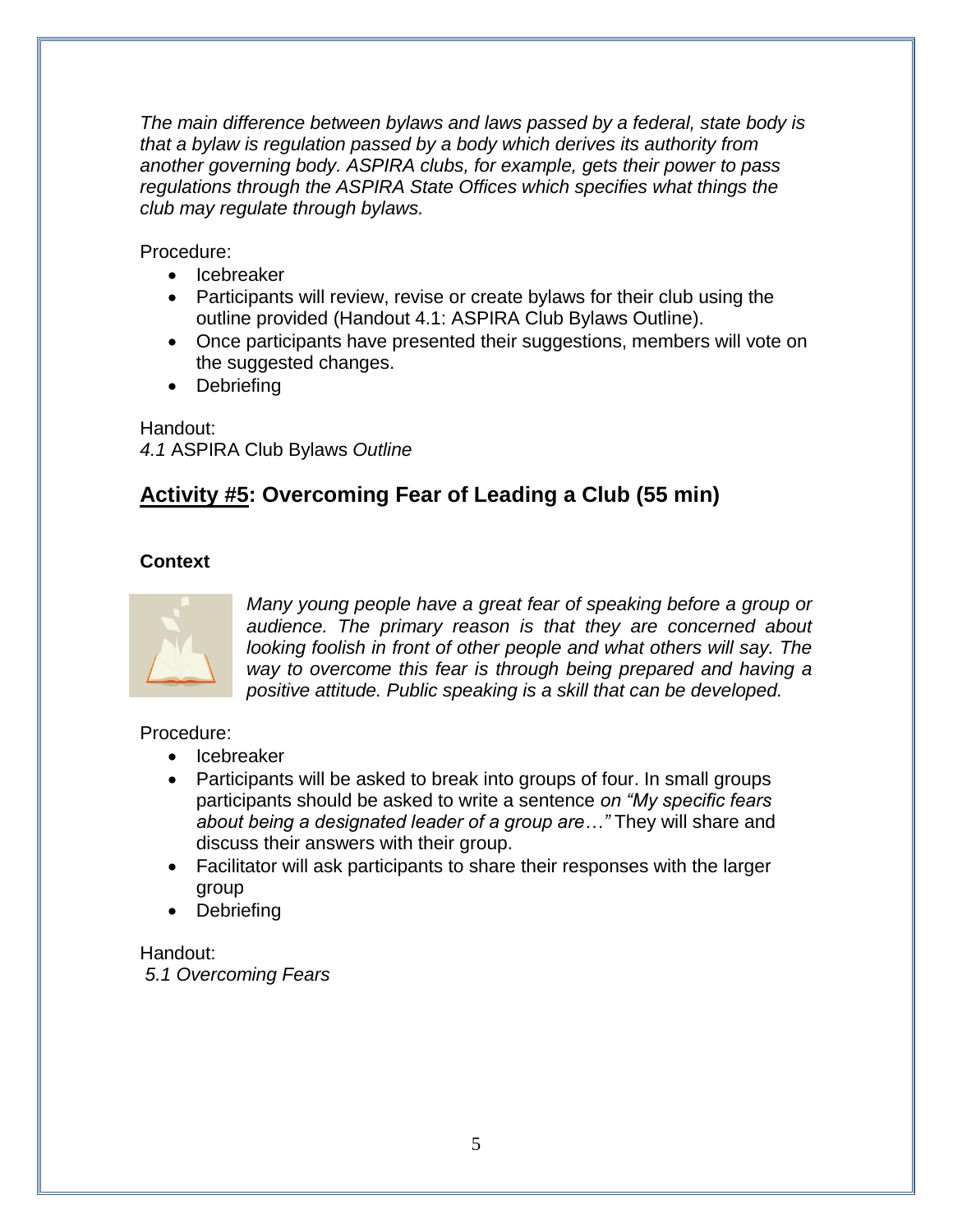*The main difference between bylaws and laws passed by a federal, state body is that a bylaw is regulation passed by a body which derives its authority from another governing body. ASPIRA clubs, for example, gets their power to pass regulations through the ASPIRA State Offices which specifies what things the club may regulate through bylaws.*

Procedure:

- Icebreaker
- Participants will review, revise or create bylaws for their club using the outline provided (Handout 4.1: ASPIRA Club Bylaws Outline).
- Once participants have presented their suggestions, members will vote on the suggested changes.
- Debriefing

Handout:
*4.1* ASPIRA Club Bylaws *Outline*

## <u>Activity #5</u>: Overcoming Fear of Leading a Club (55 min)

### Context

*Many young people have a great fear of speaking before a group or audience. The primary reason is that they are concerned about looking foolish in front of other people and what others will say. The way to overcome this fear is through being prepared and having a positive attitude. Public speaking is a skill that can be developed.*

Procedure:

- Icebreaker
- Participants will be asked to break into groups of four. In small groups participants should be asked to write a sentence *on "My specific fears about being a designated leader of a group are…"* They will share and discuss their answers with their group.
- Facilitator will ask participants to share their responses with the larger group
- Debriefing

Handout:
*5.1 Overcoming Fears*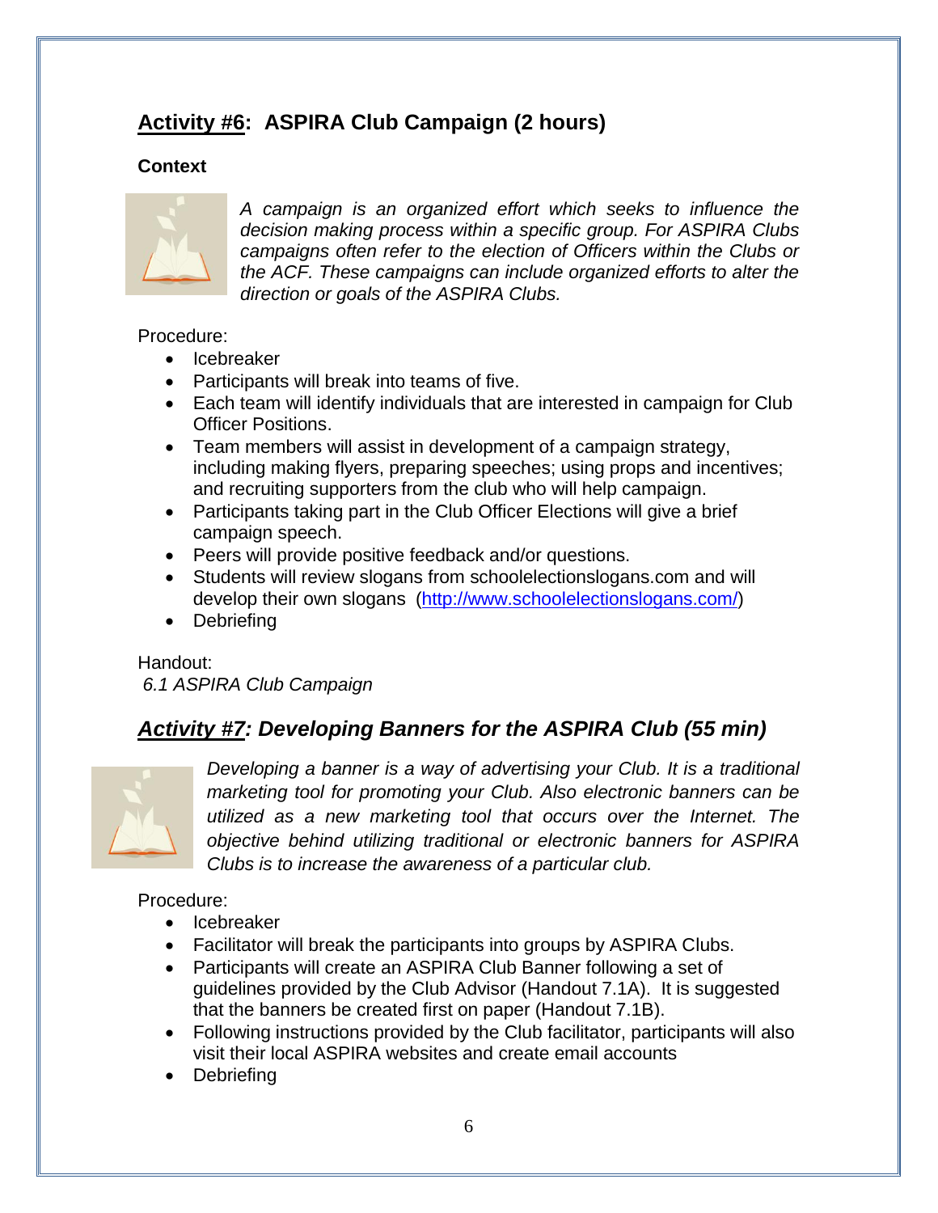## Activity #6: ASPIRA Club Campaign (2 hours)

**Context**

*A campaign is an organized effort which seeks to influence the decision making process within a specific group. For ASPIRA Clubs campaigns often refer to the election of Officers within the Clubs or the ACF. These campaigns can include organized efforts to alter the direction or goals of the ASPIRA Clubs.*

Procedure:

- Icebreaker
- Participants will break into teams of five.
- Each team will identify individuals that are interested in campaign for Club Officer Positions.
- Team members will assist in development of a campaign strategy, including making flyers, preparing speeches; using props and incentives; and recruiting supporters from the club who will help campaign.
- Participants taking part in the Club Officer Elections will give a brief campaign speech.
- Peers will provide positive feedback and/or questions.
- Students will review slogans from schoolelectionslogans.com and will develop their own slogans (http://www.schoolelectionslogans.com/)
- Debriefing

Handout:
*6.1 ASPIRA Club Campaign*

## *Activity #7: Developing Banners for the ASPIRA Club (55 min)*

*Developing a banner is a way of advertising your Club. It is a traditional marketing tool for promoting your Club. Also electronic banners can be utilized as a new marketing tool that occurs over the Internet. The objective behind utilizing traditional or electronic banners for ASPIRA Clubs is to increase the awareness of a particular club.*

Procedure:

- Icebreaker
- Facilitator will break the participants into groups by ASPIRA Clubs.
- Participants will create an ASPIRA Club Banner following a set of guidelines provided by the Club Advisor (Handout 7.1A). It is suggested that the banners be created first on paper (Handout 7.1B).
- Following instructions provided by the Club facilitator, participants will also visit their local ASPIRA websites and create email accounts
- Debriefing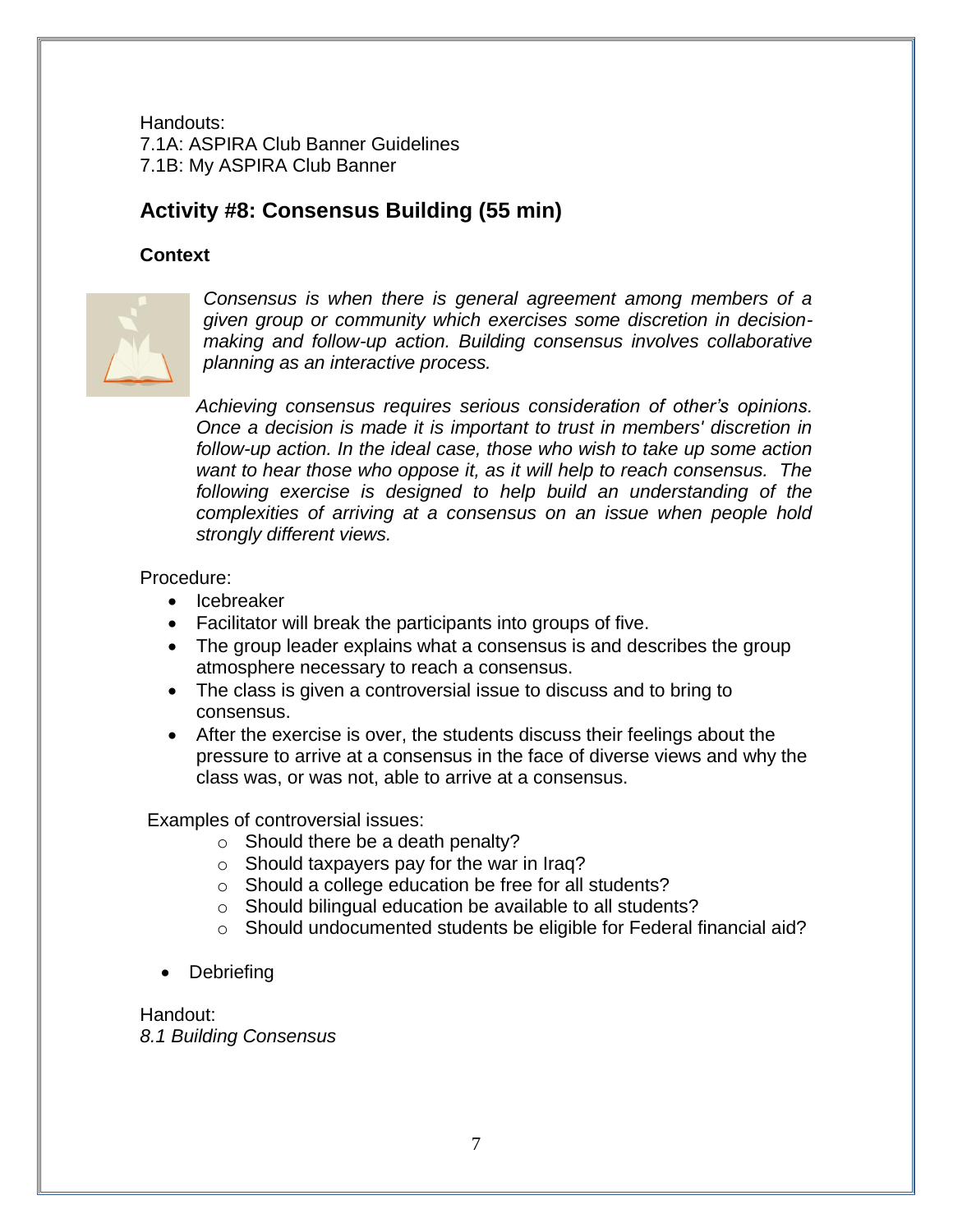Handouts:
7.1A: ASPIRA Club Banner Guidelines
7.1B: My ASPIRA Club Banner

## Activity #8: Consensus Building (55 min)

### Context

*Consensus is when there is general agreement among members of a given group or community which exercises some discretion in decision-making and follow-up action. Building consensus involves collaborative planning as an interactive process.*

*Achieving consensus requires serious consideration of other's opinions. Once a decision is made it is important to trust in members' discretion in follow-up action. In the ideal case, those who wish to take up some action want to hear those who oppose it, as it will help to reach consensus. The following exercise is designed to help build an understanding of the complexities of arriving at a consensus on an issue when people hold strongly different views.*

Procedure:

- Icebreaker
- Facilitator will break the participants into groups of five.
- The group leader explains what a consensus is and describes the group atmosphere necessary to reach a consensus.
- The class is given a controversial issue to discuss and to bring to consensus.
- After the exercise is over, the students discuss their feelings about the pressure to arrive at a consensus in the face of diverse views and why the class was, or was not, able to arrive at a consensus.

Examples of controversial issues:

- Should there be a death penalty?
- Should taxpayers pay for the war in Iraq?
- Should a college education be free for all students?
- Should bilingual education be available to all students?
- Should undocumented students be eligible for Federal financial aid?

- Debriefing

Handout:
*8.1 Building Consensus*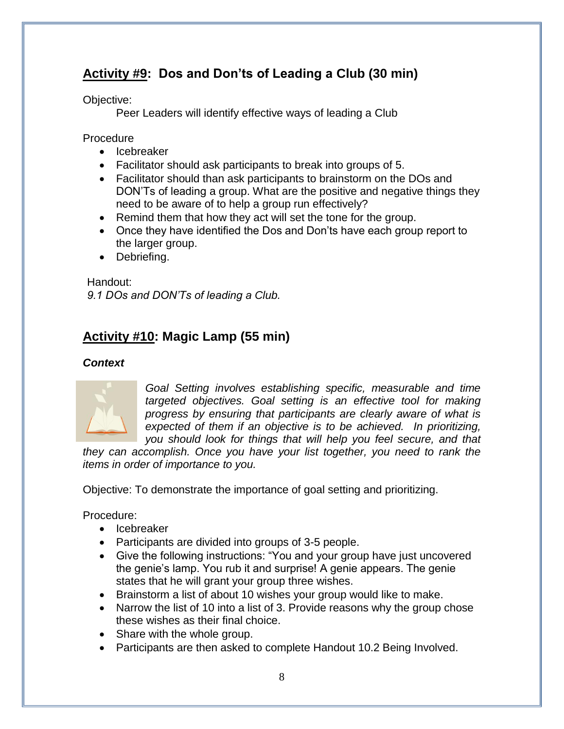## **Activity #9: Dos and Don'ts of Leading a Club (30 min)**

Objective:

Peer Leaders will identify effective ways of leading a Club

Procedure

- Icebreaker
- Facilitator should ask participants to break into groups of 5.
- Facilitator should than ask participants to brainstorm on the DOs and DON'Ts of leading a group. What are the positive and negative things they need to be aware of to help a group run effectively?
- Remind them that how they act will set the tone for the group.
- Once they have identified the Dos and Don'ts have each group report to the larger group.
- Debriefing.

Handout:

*9.1 DOs and DON'Ts of leading a Club.*

## **Activity #10: Magic Lamp (55 min)**

***Context***

*Goal Setting involves establishing specific, measurable and time targeted objectives. Goal setting is an effective tool for making progress by ensuring that participants are clearly aware of what is expected of them if an objective is to be achieved. In prioritizing, you should look for things that will help you feel secure, and that they can accomplish. Once you have your list together, you need to rank the items in order of importance to you.*

Objective: To demonstrate the importance of goal setting and prioritizing.

Procedure:

- Icebreaker
- Participants are divided into groups of 3-5 people.
- Give the following instructions: "You and your group have just uncovered the genie's lamp. You rub it and surprise! A genie appears. The genie states that he will grant your group three wishes.
- Brainstorm a list of about 10 wishes your group would like to make.
- Narrow the list of 10 into a list of 3. Provide reasons why the group chose these wishes as their final choice.
- Share with the whole group.
- Participants are then asked to complete Handout 10.2 Being Involved.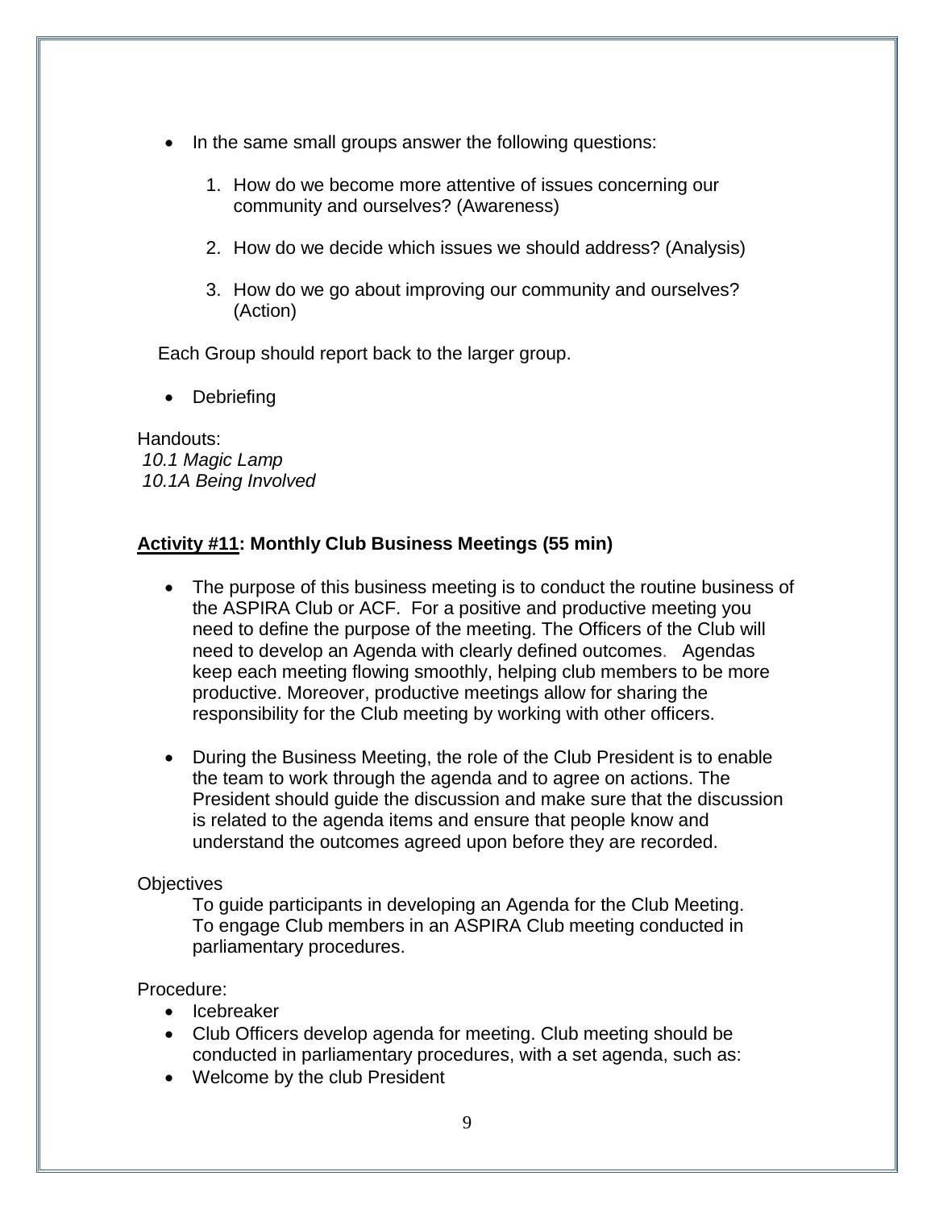- In the same small groups answer the following questions:

    1. How do we become more attentive of issues concerning our community and ourselves? (Awareness)

    2. How do we decide which issues we should address? (Analysis)

    3. How do we go about improving our community and ourselves? (Action)

Each Group should report back to the larger group.

- Debriefing

Handouts:
*10.1 Magic Lamp*
*10.1A Being Involved*

**<u>Activity #11</u>: Monthly Club Business Meetings (55 min)**

- The purpose of this business meeting is to conduct the routine business of the ASPIRA Club or ACF. For a positive and productive meeting you need to define the purpose of the meeting. The Officers of the Club will need to develop an Agenda with clearly defined outcomes. Agendas keep each meeting flowing smoothly, helping club members to be more productive. Moreover, productive meetings allow for sharing the responsibility for the Club meeting by working with other officers.

- During the Business Meeting, the role of the Club President is to enable the team to work through the agenda and to agree on actions. The President should guide the discussion and make sure that the discussion is related to the agenda items and ensure that people know and understand the outcomes agreed upon before they are recorded.

Objectives

To guide participants in developing an Agenda for the Club Meeting.
To engage Club members in an ASPIRA Club meeting conducted in parliamentary procedures.

Procedure:

- Icebreaker
- Club Officers develop agenda for meeting. Club meeting should be conducted in parliamentary procedures, with a set agenda, such as:
- Welcome by the club President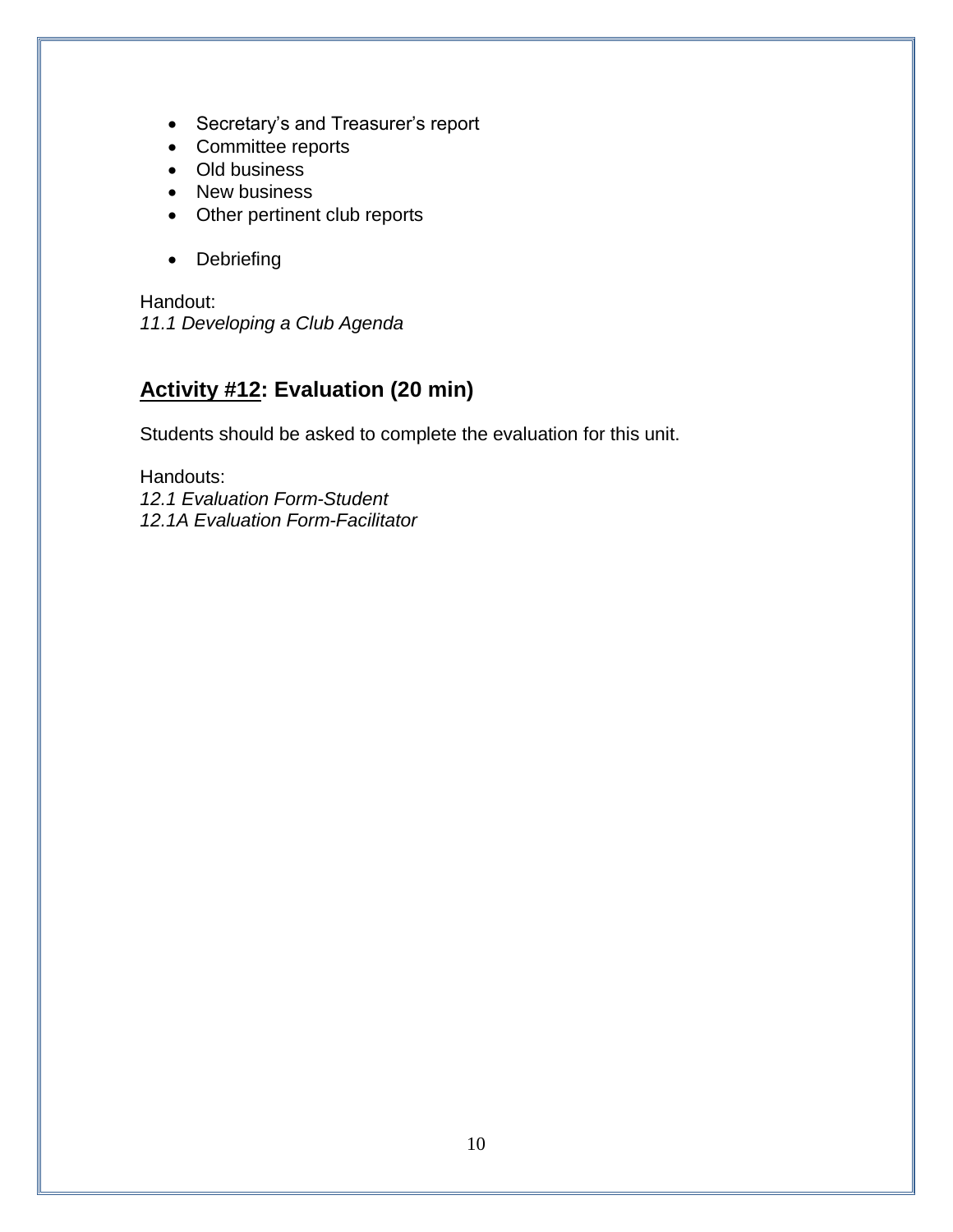- Secretary's and Treasurer's report
- Committee reports
- Old business
- New business
- Other pertinent club reports

- Debriefing

Handout:
*11.1 Developing a Club Agenda*

## Activity #12: Evaluation (20 min)

Students should be asked to complete the evaluation for this unit.

Handouts:
*12.1 Evaluation Form-Student*
*12.1A Evaluation Form-Facilitator*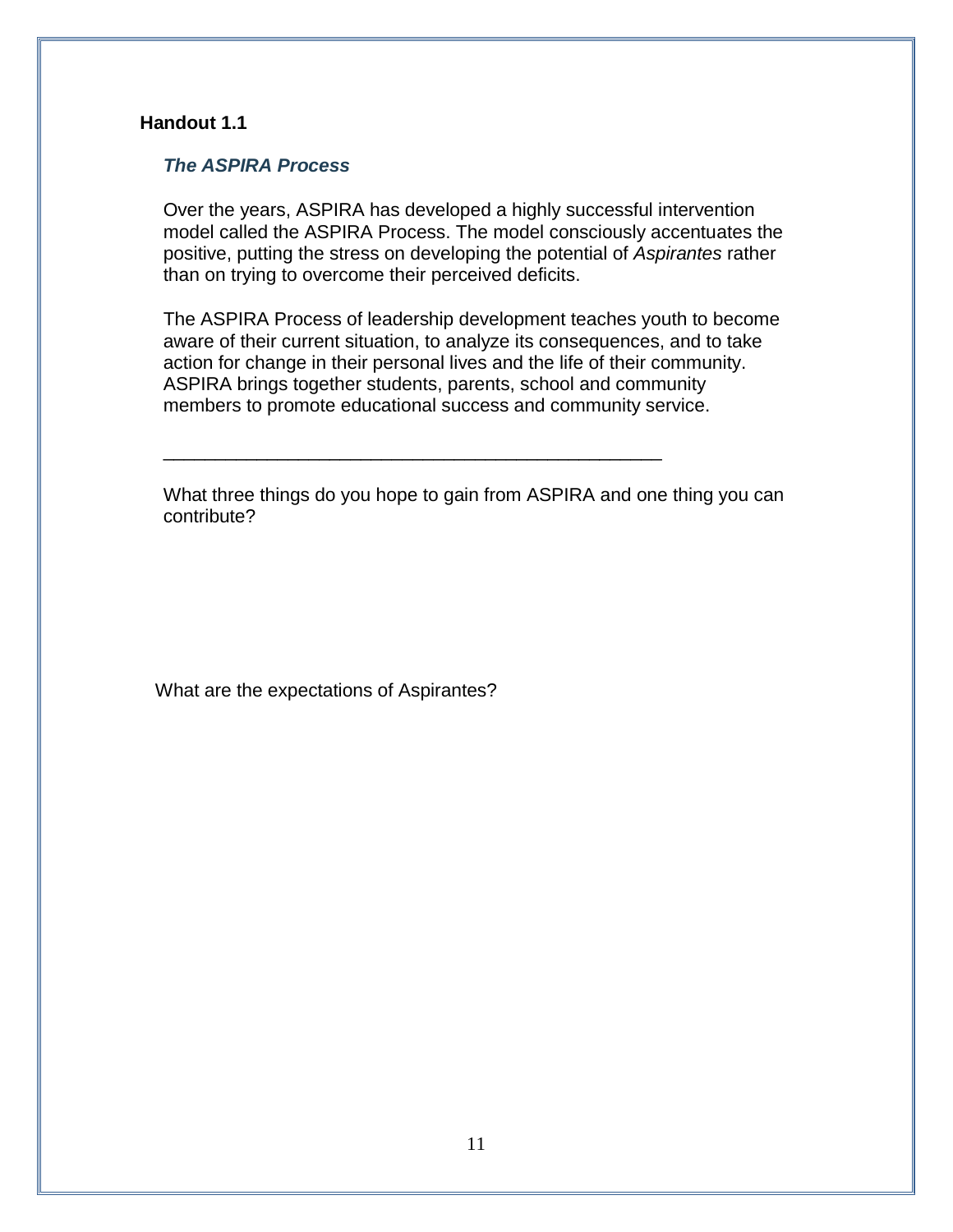**Handout 1.1**

### *The ASPIRA Process*

Over the years, ASPIRA has developed a highly successful intervention model called the ASPIRA Process. The model consciously accentuates the positive, putting the stress on developing the potential of *Aspirantes* rather than on trying to overcome their perceived deficits.

The ASPIRA Process of leadership development teaches youth to become aware of their current situation, to analyze its consequences, and to take action for change in their personal lives and the life of their community. ASPIRA brings together students, parents, school and community members to promote educational success and community service.

---

What three things do you hope to gain from ASPIRA and one thing you can contribute?

What are the expectations of Aspirantes?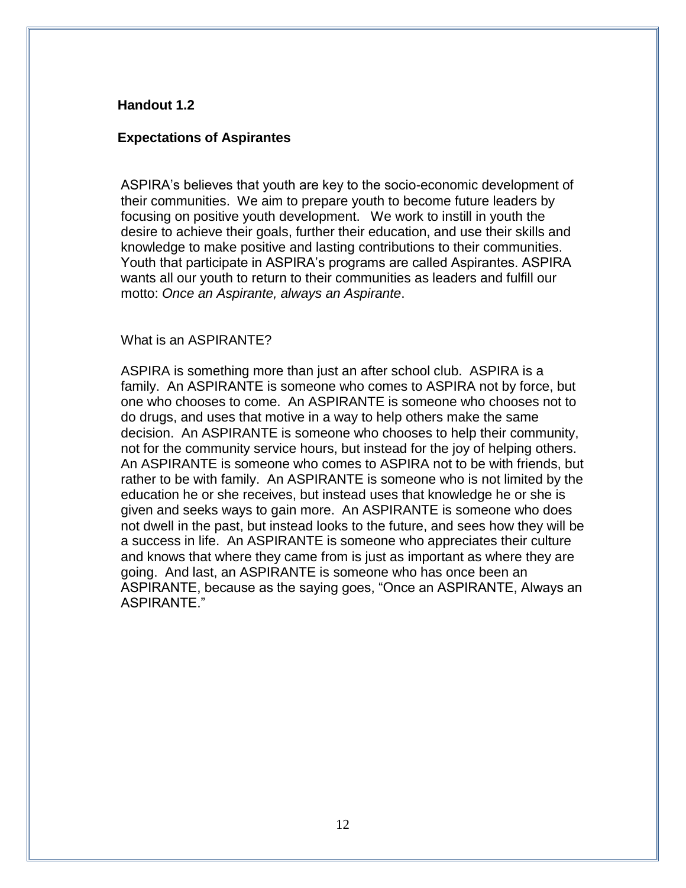**Handout 1.2**

**Expectations of Aspirantes**

ASPIRA's believes that youth are key to the socio-economic development of their communities. We aim to prepare youth to become future leaders by focusing on positive youth development. We work to instill in youth the desire to achieve their goals, further their education, and use their skills and knowledge to make positive and lasting contributions to their communities. Youth that participate in ASPIRA's programs are called Aspirantes. ASPIRA wants all our youth to return to their communities as leaders and fulfill our motto: *Once an Aspirante, always an Aspirante*.

What is an ASPIRANTE?

ASPIRA is something more than just an after school club. ASPIRA is a family. An ASPIRANTE is someone who comes to ASPIRA not by force, but one who chooses to come. An ASPIRANTE is someone who chooses not to do drugs, and uses that motive in a way to help others make the same decision. An ASPIRANTE is someone who chooses to help their community, not for the community service hours, but instead for the joy of helping others. An ASPIRANTE is someone who comes to ASPIRA not to be with friends, but rather to be with family. An ASPIRANTE is someone who is not limited by the education he or she receives, but instead uses that knowledge he or she is given and seeks ways to gain more. An ASPIRANTE is someone who does not dwell in the past, but instead looks to the future, and sees how they will be a success in life. An ASPIRANTE is someone who appreciates their culture and knows that where they came from is just as important as where they are going. And last, an ASPIRANTE is someone who has once been an ASPIRANTE, because as the saying goes, "Once an ASPIRANTE, Always an ASPIRANTE."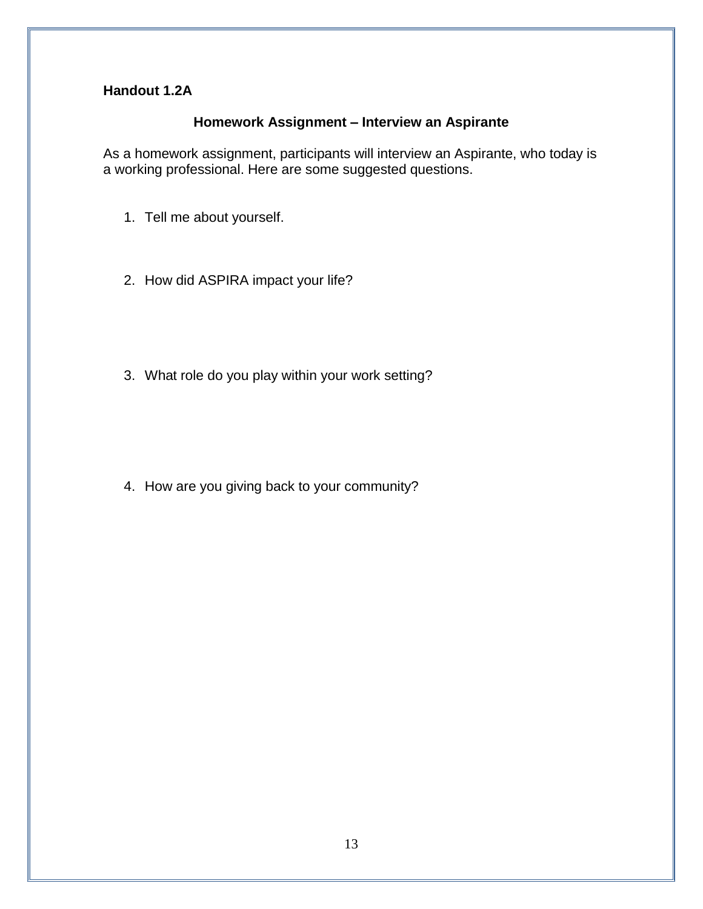**Handout 1.2A**

## Homework Assignment – Interview an Aspirante

As a homework assignment, participants will interview an Aspirante, who today is a working professional. Here are some suggested questions.

1. Tell me about yourself.

2. How did ASPIRA impact your life?

3. What role do you play within your work setting?

4. How are you giving back to your community?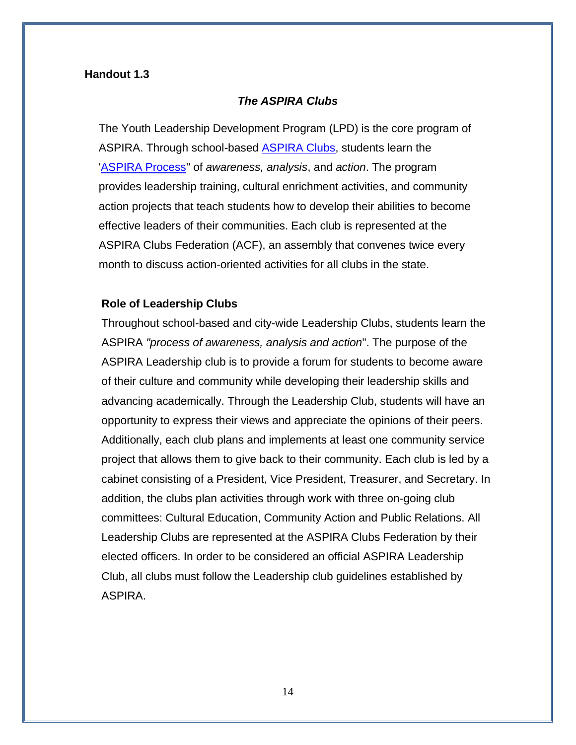**Handout 1.3**

## *The ASPIRA Clubs*

The Youth Leadership Development Program (LPD) is the core program of ASPIRA. Through school-based ASPIRA Clubs, students learn the 'ASPIRA Process" of *awareness, analysis*, and *action*. The program provides leadership training, cultural enrichment activities, and community action projects that teach students how to develop their abilities to become effective leaders of their communities. Each club is represented at the ASPIRA Clubs Federation (ACF), an assembly that convenes twice every month to discuss action-oriented activities for all clubs in the state.

### Role of Leadership Clubs

Throughout school-based and city-wide Leadership Clubs, students learn the ASPIRA *"process of awareness, analysis and action*". The purpose of the ASPIRA Leadership club is to provide a forum for students to become aware of their culture and community while developing their leadership skills and advancing academically. Through the Leadership Club, students will have an opportunity to express their views and appreciate the opinions of their peers. Additionally, each club plans and implements at least one community service project that allows them to give back to their community. Each club is led by a cabinet consisting of a President, Vice President, Treasurer, and Secretary. In addition, the clubs plan activities through work with three on-going club committees: Cultural Education, Community Action and Public Relations. All Leadership Clubs are represented at the ASPIRA Clubs Federation by their elected officers. In order to be considered an official ASPIRA Leadership Club, all clubs must follow the Leadership club guidelines established by ASPIRA.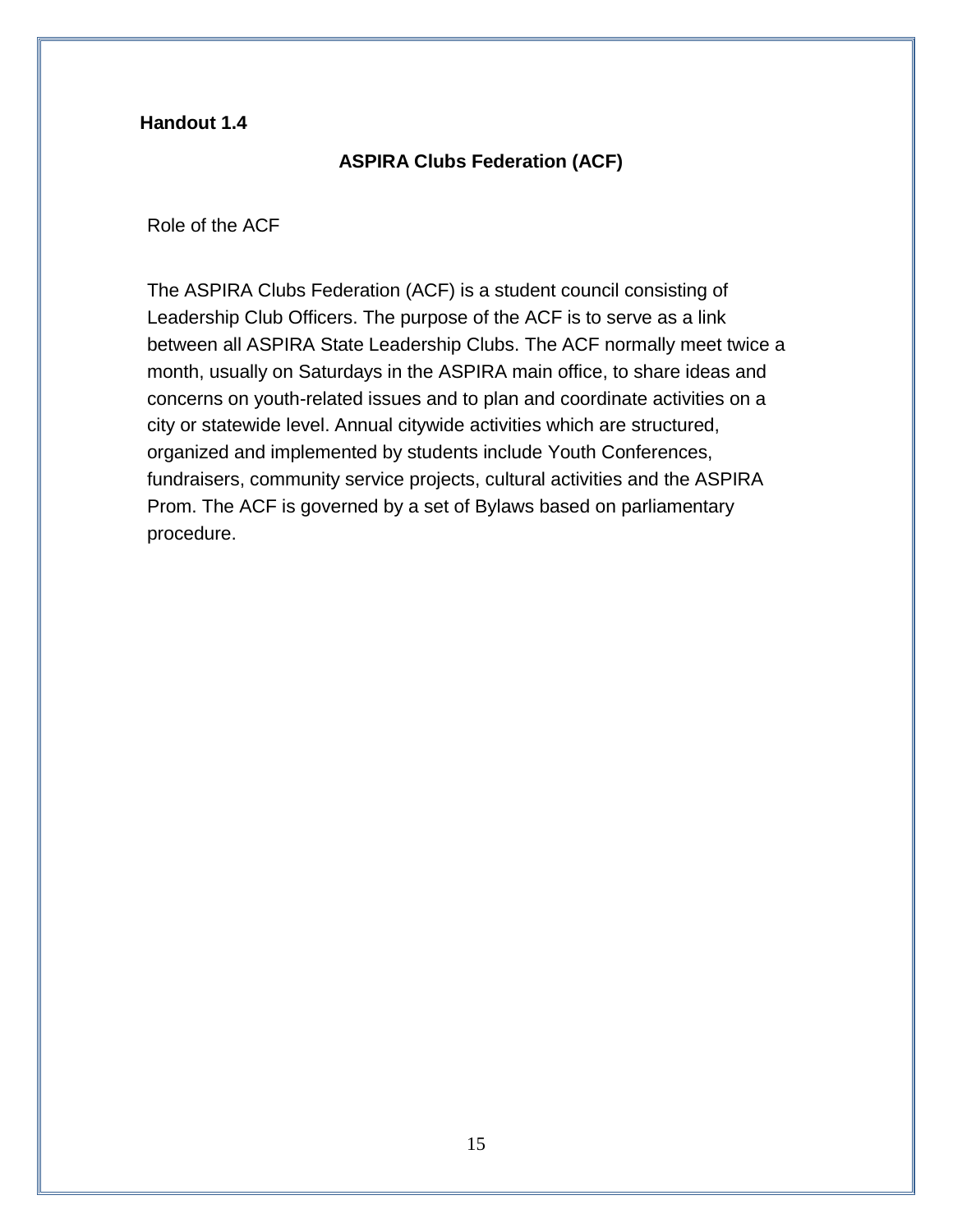**Handout 1.4**

## ASPIRA Clubs Federation (ACF)

Role of the ACF

The ASPIRA Clubs Federation (ACF) is a student council consisting of Leadership Club Officers. The purpose of the ACF is to serve as a link between all ASPIRA State Leadership Clubs. The ACF normally meet twice a month, usually on Saturdays in the ASPIRA main office, to share ideas and concerns on youth-related issues and to plan and coordinate activities on a city or statewide level. Annual citywide activities which are structured, organized and implemented by students include Youth Conferences, fundraisers, community service projects, cultural activities and the ASPIRA Prom. The ACF is governed by a set of Bylaws based on parliamentary procedure.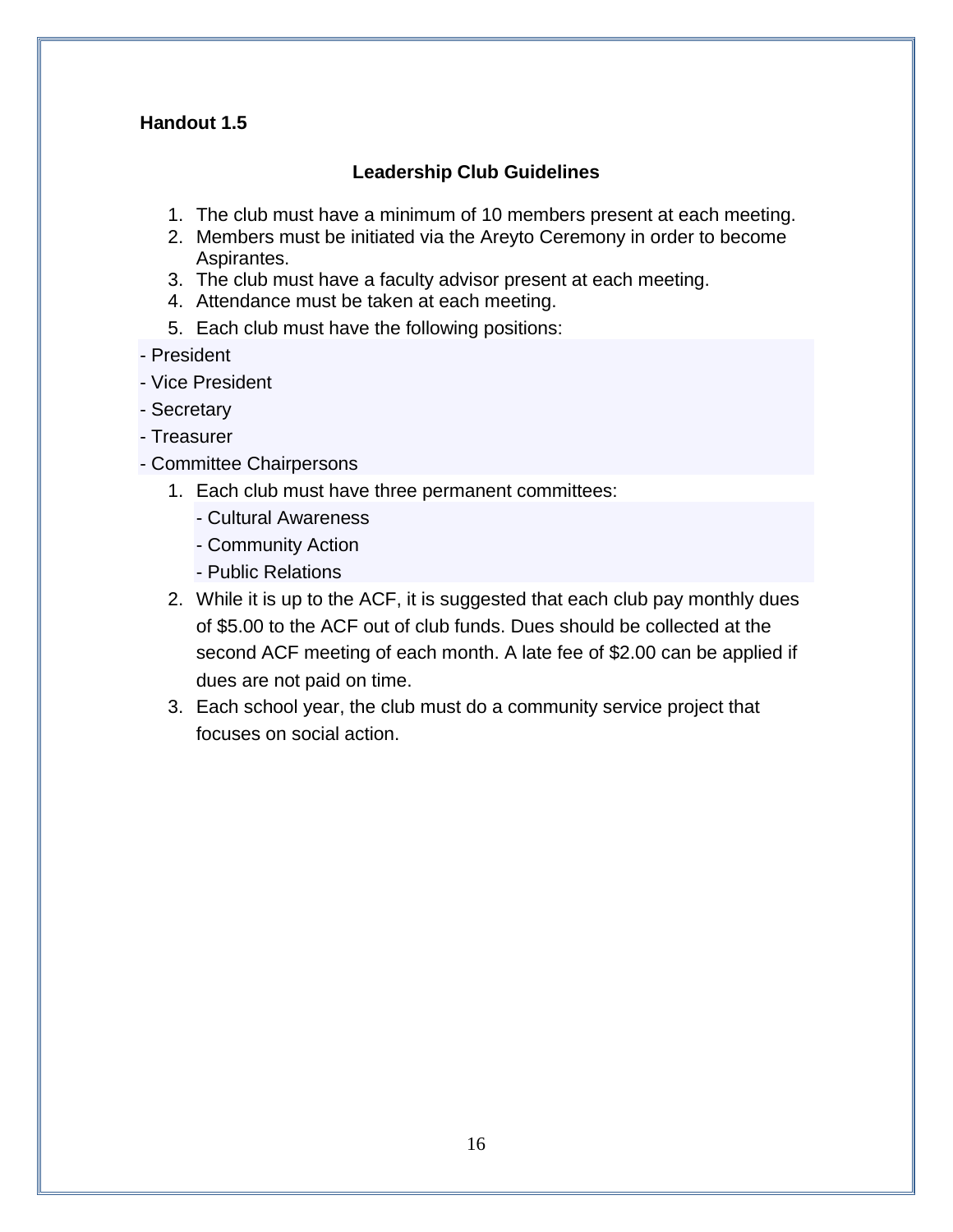**Handout 1.5**

### Leadership Club Guidelines

1. The club must have a minimum of 10 members present at each meeting.
2. Members must be initiated via the Areyto Ceremony in order to become Aspirantes.
3. The club must have a faculty advisor present at each meeting.
4. Attendance must be taken at each meeting.
5. Each club must have the following positions:

- President
- Vice President
- Secretary
- Treasurer
- Committee Chairpersons

1. Each club must have three permanent committees:
   - Cultural Awareness
   - Community Action
   - Public Relations
2. While it is up to the ACF, it is suggested that each club pay monthly dues of $5.00 to the ACF out of club funds. Dues should be collected at the second ACF meeting of each month. A late fee of $2.00 can be applied if dues are not paid on time.
3. Each school year, the club must do a community service project that focuses on social action.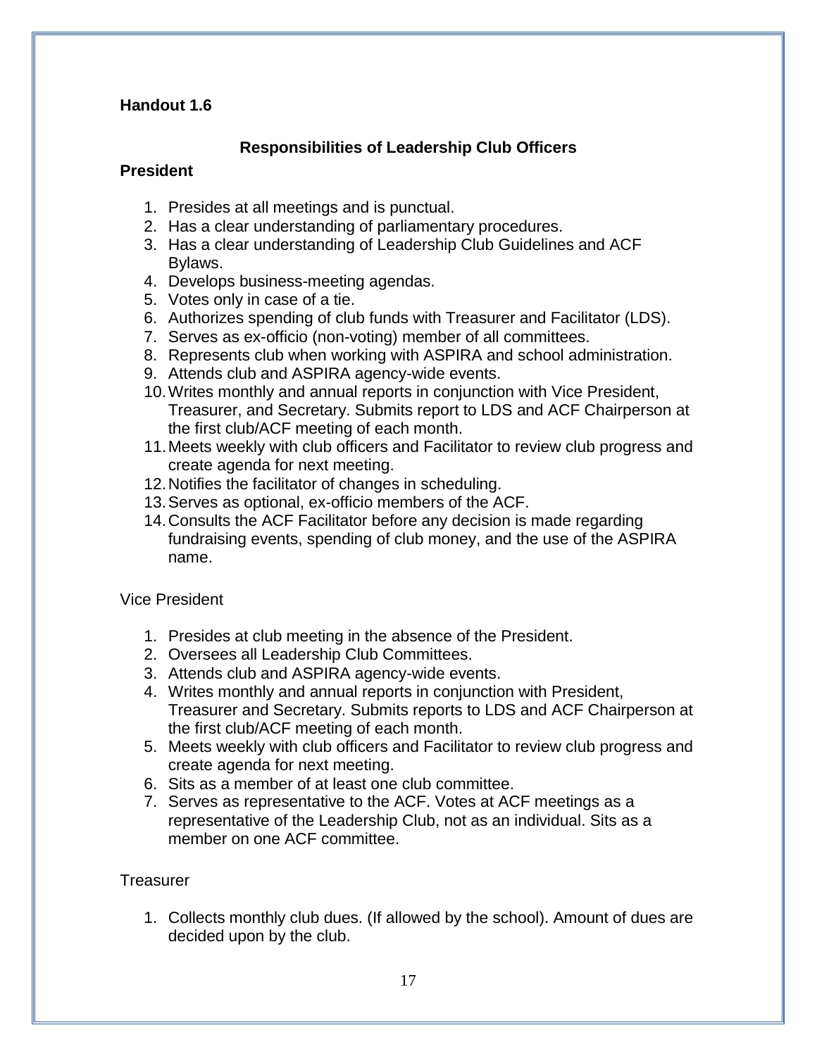**Handout 1.6**

## Responsibilities of Leadership Club Officers

### President

1. Presides at all meetings and is punctual.
2. Has a clear understanding of parliamentary procedures.
3. Has a clear understanding of Leadership Club Guidelines and ACF Bylaws.
4. Develops business-meeting agendas.
5. Votes only in case of a tie.
6. Authorizes spending of club funds with Treasurer and Facilitator (LDS).
7. Serves as ex-officio (non-voting) member of all committees.
8. Represents club when working with ASPIRA and school administration.
9. Attends club and ASPIRA agency-wide events.
10. Writes monthly and annual reports in conjunction with Vice President, Treasurer, and Secretary. Submits report to LDS and ACF Chairperson at the first club/ACF meeting of each month.
11. Meets weekly with club officers and Facilitator to review club progress and create agenda for next meeting.
12. Notifies the facilitator of changes in scheduling.
13. Serves as optional, ex-officio members of the ACF.
14. Consults the ACF Facilitator before any decision is made regarding fundraising events, spending of club money, and the use of the ASPIRA name.

### Vice President

1. Presides at club meeting in the absence of the President.
2. Oversees all Leadership Club Committees.
3. Attends club and ASPIRA agency-wide events.
4. Writes monthly and annual reports in conjunction with President, Treasurer and Secretary. Submits reports to LDS and ACF Chairperson at the first club/ACF meeting of each month.
5. Meets weekly with club officers and Facilitator to review club progress and create agenda for next meeting.
6. Sits as a member of at least one club committee.
7. Serves as representative to the ACF. Votes at ACF meetings as a representative of the Leadership Club, not as an individual. Sits as a member on one ACF committee.

### Treasurer

1. Collects monthly club dues. (If allowed by the school). Amount of dues are decided upon by the club.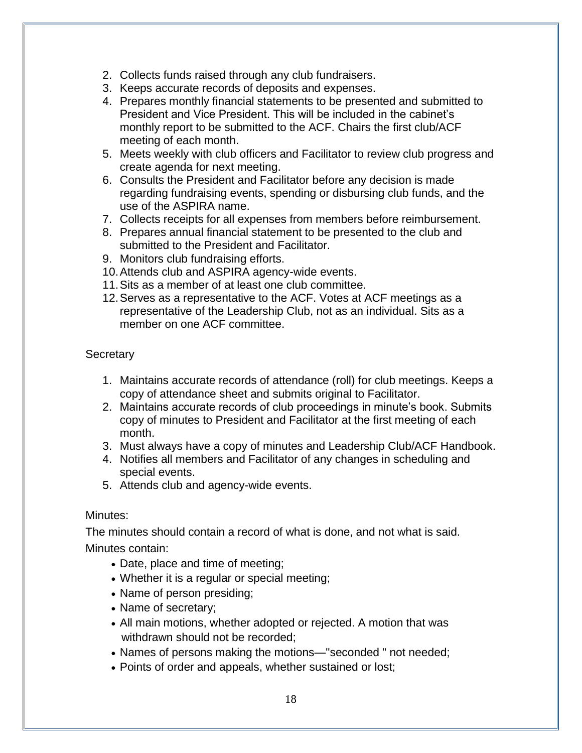2. Collects funds raised through any club fundraisers.
3. Keeps accurate records of deposits and expenses.
4. Prepares monthly financial statements to be presented and submitted to President and Vice President. This will be included in the cabinet's monthly report to be submitted to the ACF. Chairs the first club/ACF meeting of each month.
5. Meets weekly with club officers and Facilitator to review club progress and create agenda for next meeting.
6. Consults the President and Facilitator before any decision is made regarding fundraising events, spending or disbursing club funds, and the use of the ASPIRA name.
7. Collects receipts for all expenses from members before reimbursement.
8. Prepares annual financial statement to be presented to the club and submitted to the President and Facilitator.
9. Monitors club fundraising efforts.
10. Attends club and ASPIRA agency-wide events.
11. Sits as a member of at least one club committee.
12. Serves as a representative to the ACF. Votes at ACF meetings as a representative of the Leadership Club, not as an individual. Sits as a member on one ACF committee.

Secretary

1. Maintains accurate records of attendance (roll) for club meetings. Keeps a copy of attendance sheet and submits original to Facilitator.
2. Maintains accurate records of club proceedings in minute's book. Submits copy of minutes to President and Facilitator at the first meeting of each month.
3. Must always have a copy of minutes and Leadership Club/ACF Handbook.
4. Notifies all members and Facilitator of any changes in scheduling and special events.
5. Attends club and agency-wide events.

Minutes:

The minutes should contain a record of what is done, and not what is said.

Minutes contain:

- Date, place and time of meeting;
- Whether it is a regular or special meeting;
- Name of person presiding;
- Name of secretary;
- All main motions, whether adopted or rejected. A motion that was withdrawn should not be recorded;
- Names of persons making the motions—"seconded " not needed;
- Points of order and appeals, whether sustained or lost;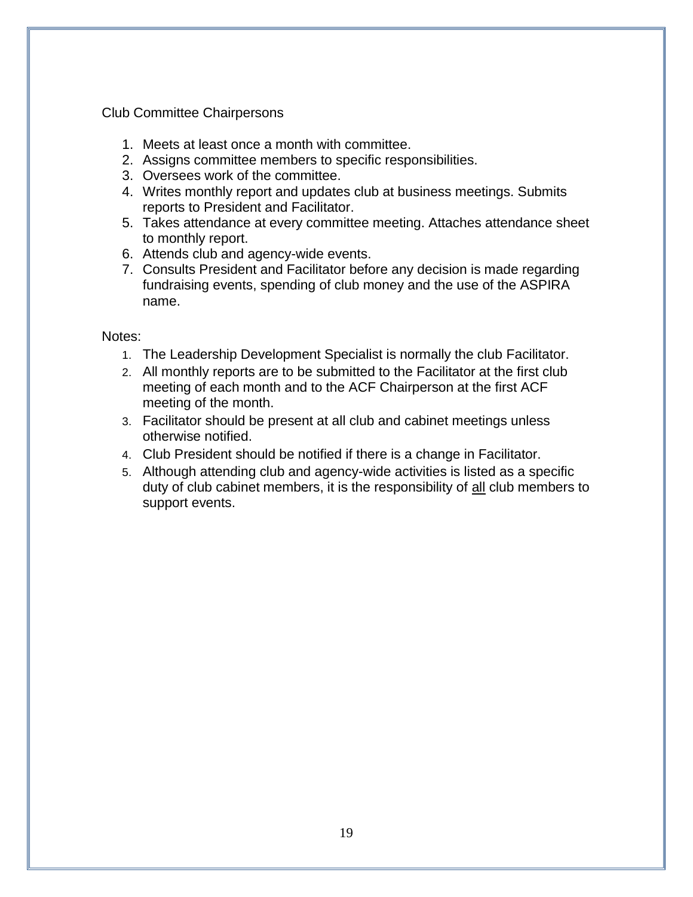Club Committee Chairpersons

1. Meets at least once a month with committee.
2. Assigns committee members to specific responsibilities.
3. Oversees work of the committee.
4. Writes monthly report and updates club at business meetings. Submits reports to President and Facilitator.
5. Takes attendance at every committee meeting. Attaches attendance sheet to monthly report.
6. Attends club and agency-wide events.
7. Consults President and Facilitator before any decision is made regarding fundraising events, spending of club money and the use of the ASPIRA name.

Notes:

1. The Leadership Development Specialist is normally the club Facilitator.
2. All monthly reports are to be submitted to the Facilitator at the first club meeting of each month and to the ACF Chairperson at the first ACF meeting of the month.
3. Facilitator should be present at all club and cabinet meetings unless otherwise notified.
4. Club President should be notified if there is a change in Facilitator.
5. Although attending club and agency-wide activities is listed as a specific duty of club cabinet members, it is the responsibility of <u>all</u> club members to support events.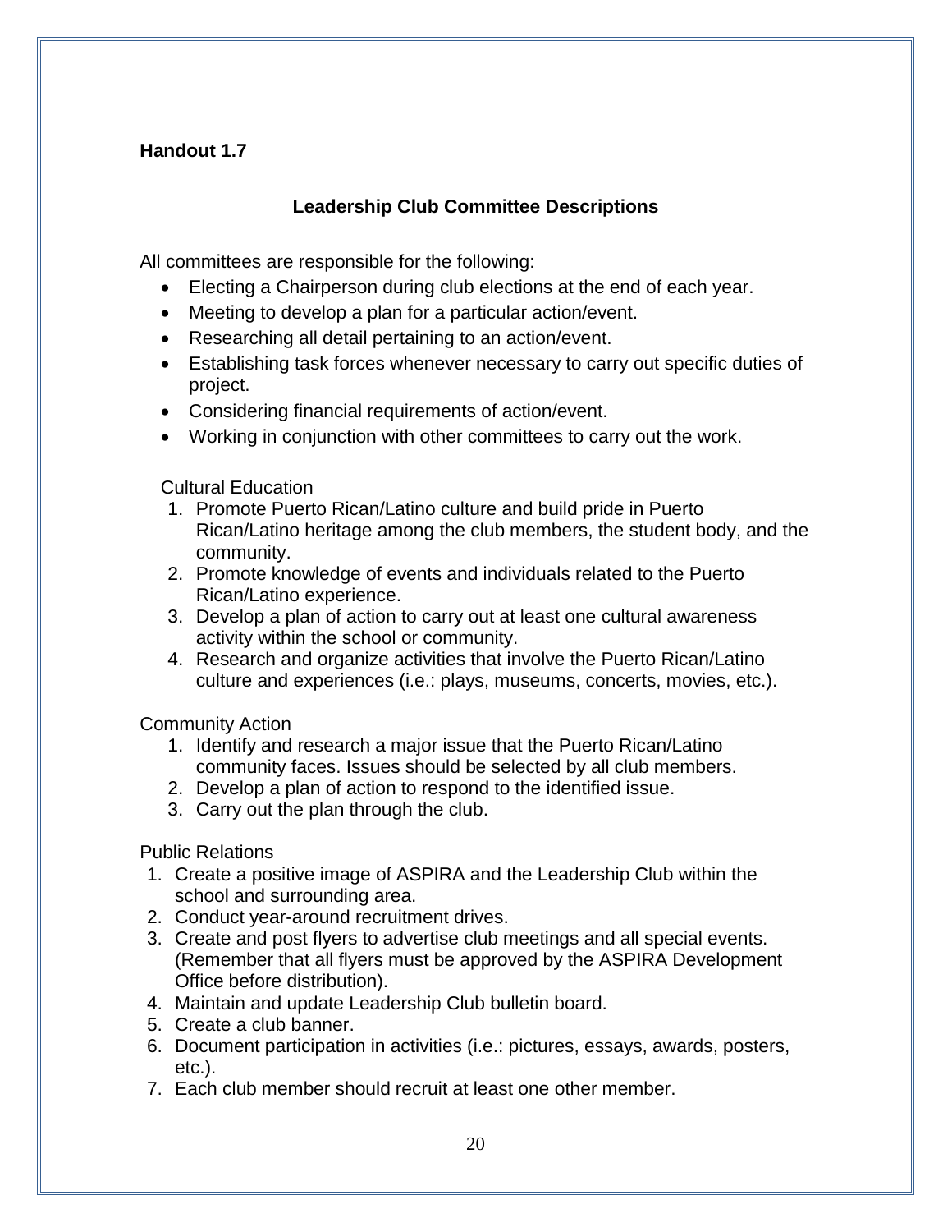**Handout 1.7**

## Leadership Club Committee Descriptions

All committees are responsible for the following:

- Electing a Chairperson during club elections at the end of each year.
- Meeting to develop a plan for a particular action/event.
- Researching all detail pertaining to an action/event.
- Establishing task forces whenever necessary to carry out specific duties of project.
- Considering financial requirements of action/event.
- Working in conjunction with other committees to carry out the work.

Cultural Education

1. Promote Puerto Rican/Latino culture and build pride in Puerto Rican/Latino heritage among the club members, the student body, and the community.
2. Promote knowledge of events and individuals related to the Puerto Rican/Latino experience.
3. Develop a plan of action to carry out at least one cultural awareness activity within the school or community.
4. Research and organize activities that involve the Puerto Rican/Latino culture and experiences (i.e.: plays, museums, concerts, movies, etc.).

Community Action

1. Identify and research a major issue that the Puerto Rican/Latino community faces. Issues should be selected by all club members.
2. Develop a plan of action to respond to the identified issue.
3. Carry out the plan through the club.

Public Relations

1. Create a positive image of ASPIRA and the Leadership Club within the school and surrounding area.
2. Conduct year-around recruitment drives.
3. Create and post flyers to advertise club meetings and all special events. (Remember that all flyers must be approved by the ASPIRA Development Office before distribution).
4. Maintain and update Leadership Club bulletin board.
5. Create a club banner.
6. Document participation in activities (i.e.: pictures, essays, awards, posters, etc.).
7. Each club member should recruit at least one other member.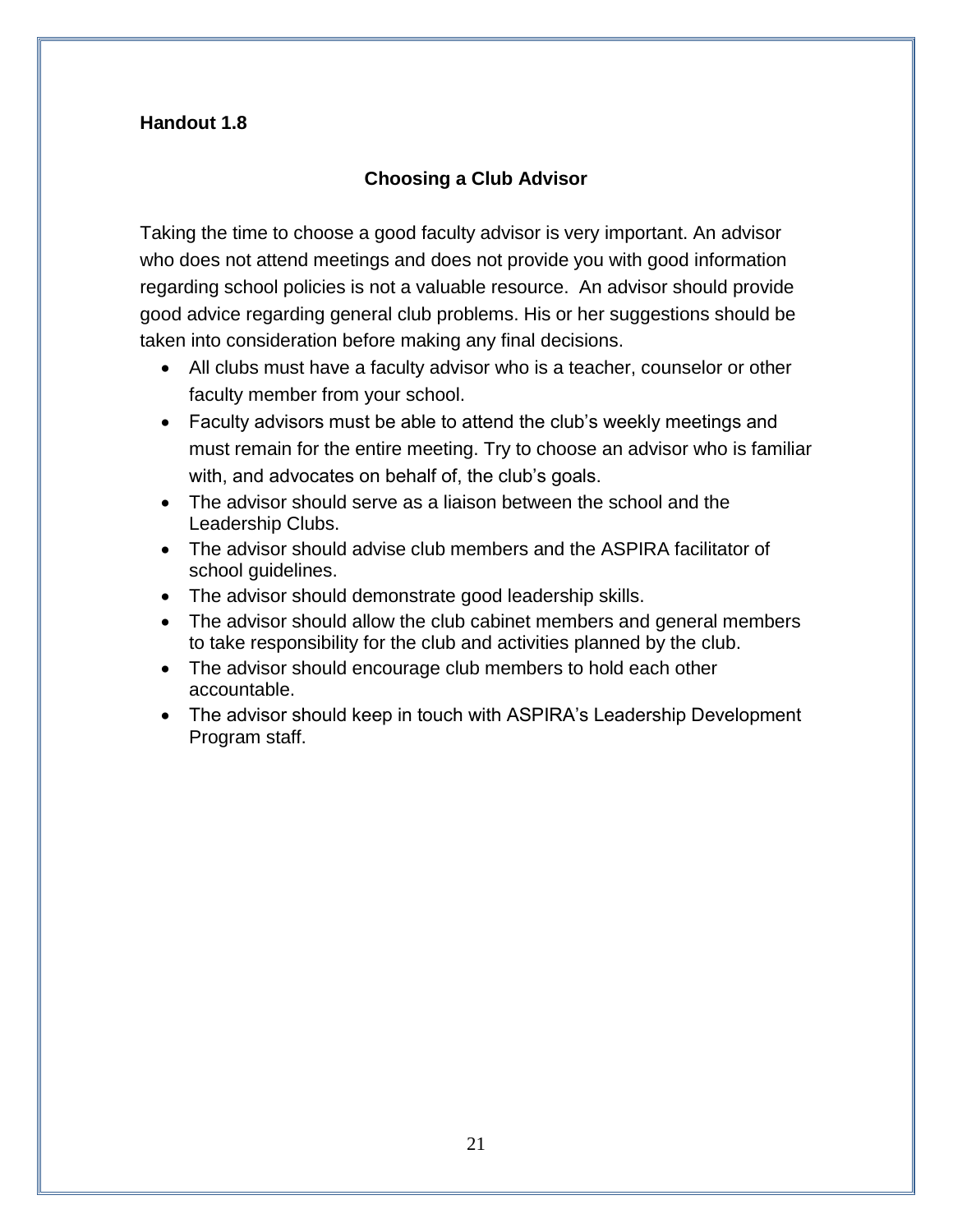**Handout 1.8**

## Choosing a Club Advisor

Taking the time to choose a good faculty advisor is very important. An advisor who does not attend meetings and does not provide you with good information regarding school policies is not a valuable resource. An advisor should provide good advice regarding general club problems. His or her suggestions should be taken into consideration before making any final decisions.

- All clubs must have a faculty advisor who is a teacher, counselor or other faculty member from your school.
- Faculty advisors must be able to attend the club's weekly meetings and must remain for the entire meeting. Try to choose an advisor who is familiar with, and advocates on behalf of, the club's goals.
- The advisor should serve as a liaison between the school and the Leadership Clubs.
- The advisor should advise club members and the ASPIRA facilitator of school guidelines.
- The advisor should demonstrate good leadership skills.
- The advisor should allow the club cabinet members and general members to take responsibility for the club and activities planned by the club.
- The advisor should encourage club members to hold each other accountable.
- The advisor should keep in touch with ASPIRA's Leadership Development Program staff.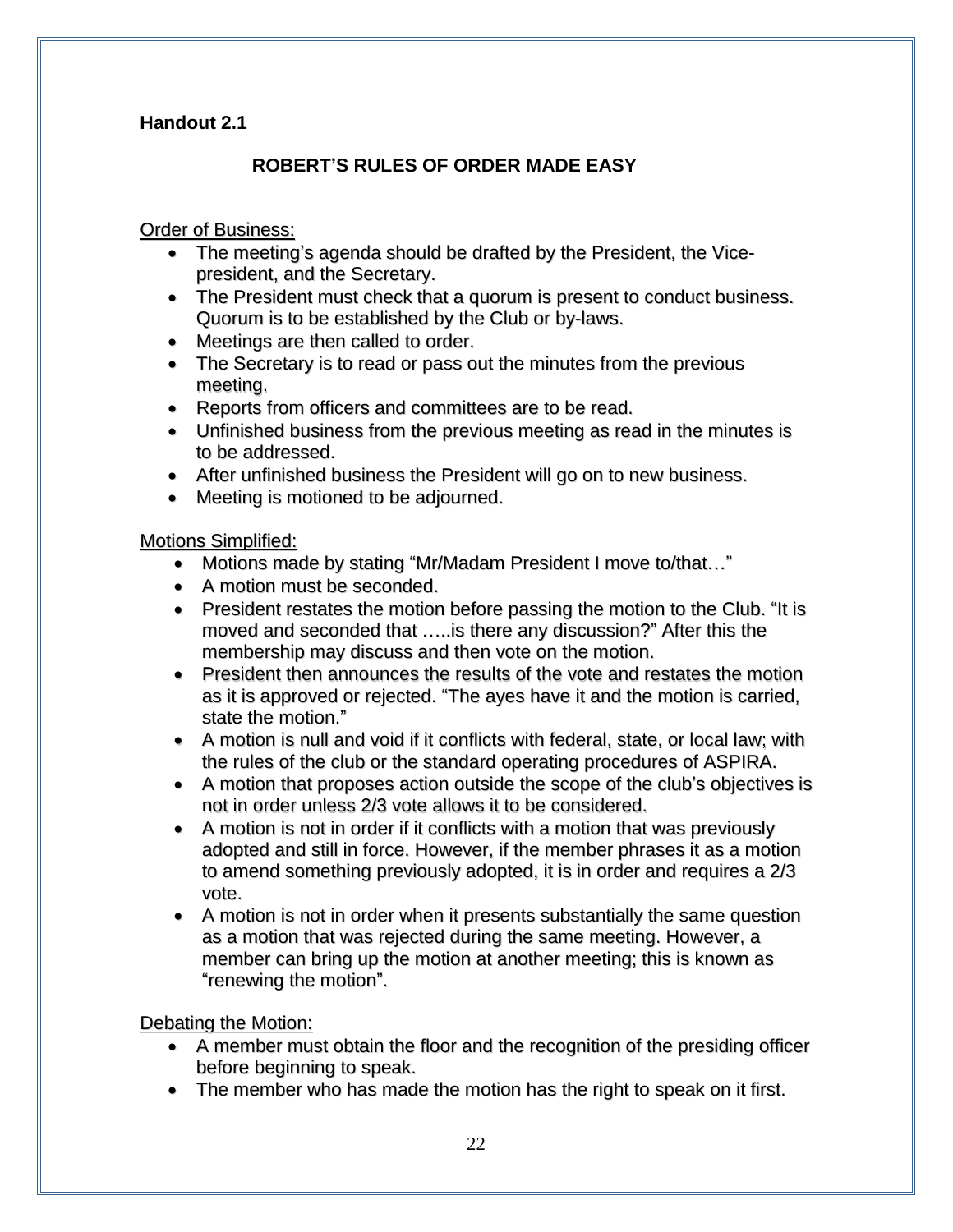**Handout 2.1**

## ROBERT'S RULES OF ORDER MADE EASY

Order of Business:

- The meeting's agenda should be drafted by the President, the Vice-president, and the Secretary.
- The President must check that a quorum is present to conduct business. Quorum is to be established by the Club or by-laws.
- Meetings are then called to order.
- The Secretary is to read or pass out the minutes from the previous meeting.
- Reports from officers and committees are to be read.
- Unfinished business from the previous meeting as read in the minutes is to be addressed.
- After unfinished business the President will go on to new business.
- Meeting is motioned to be adjourned.

Motions Simplified:

- Motions made by stating "Mr/Madam President I move to/that…"
- A motion must be seconded.
- President restates the motion before passing the motion to the Club. "It is moved and seconded that …..is there any discussion?" After this the membership may discuss and then vote on the motion.
- President then announces the results of the vote and restates the motion as it is approved or rejected. "The ayes have it and the motion is carried, state the motion."
- A motion is null and void if it conflicts with federal, state, or local law; with the rules of the club or the standard operating procedures of ASPIRA.
- A motion that proposes action outside the scope of the club's objectives is not in order unless 2/3 vote allows it to be considered.
- A motion is not in order if it conflicts with a motion that was previously adopted and still in force. However, if the member phrases it as a motion to amend something previously adopted, it is in order and requires a 2/3 vote.
- A motion is not in order when it presents substantially the same question as a motion that was rejected during the same meeting. However, a member can bring up the motion at another meeting; this is known as "renewing the motion".

Debating the Motion:

- A member must obtain the floor and the recognition of the presiding officer before beginning to speak.
- The member who has made the motion has the right to speak on it first.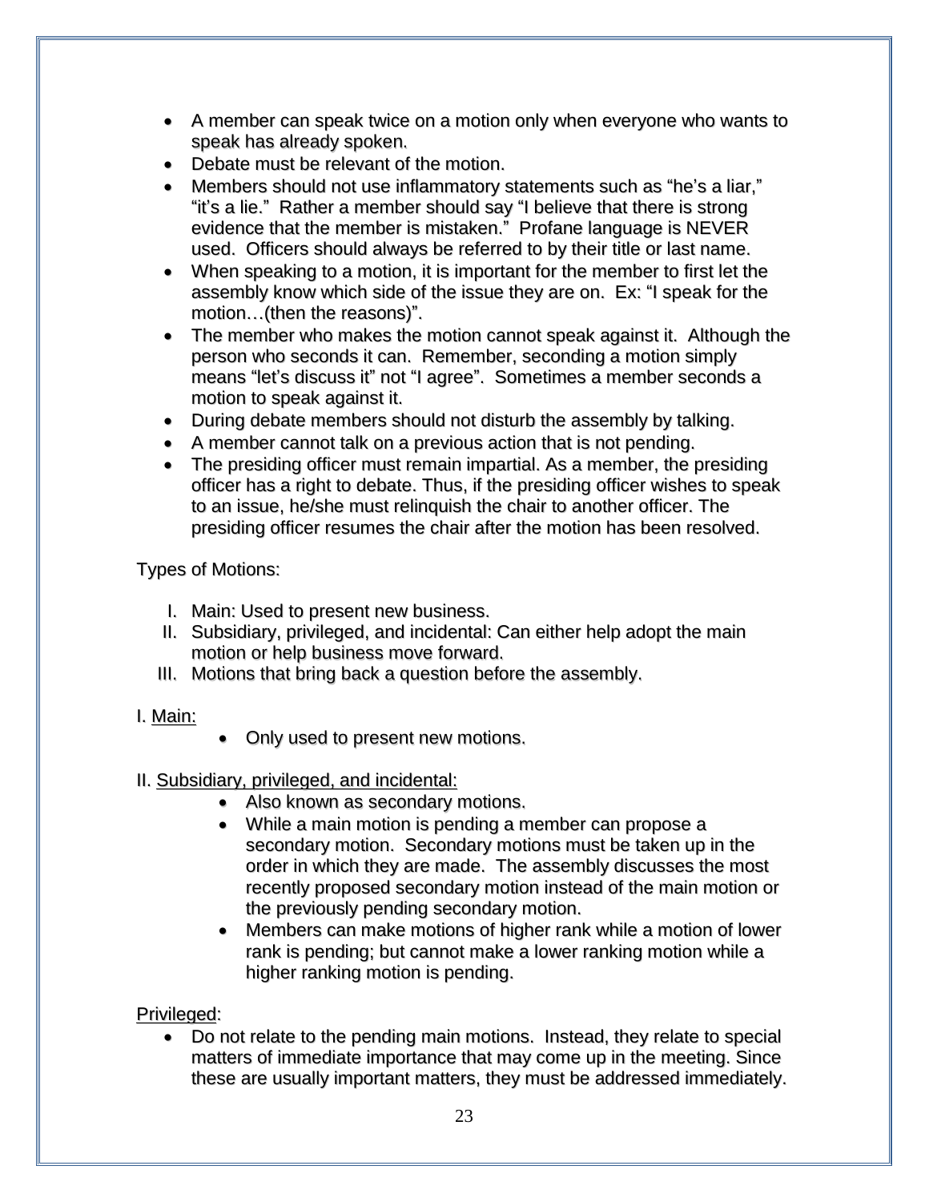- A member can speak twice on a motion only when everyone who wants to speak has already spoken.
- Debate must be relevant of the motion.
- Members should not use inflammatory statements such as "he's a liar," "it's a lie." Rather a member should say "I believe that there is strong evidence that the member is mistaken." Profane language is NEVER used. Officers should always be referred to by their title or last name.
- When speaking to a motion, it is important for the member to first let the assembly know which side of the issue they are on. Ex: "I speak for the motion…(then the reasons)".
- The member who makes the motion cannot speak against it. Although the person who seconds it can. Remember, seconding a motion simply means "let's discuss it" not "I agree". Sometimes a member seconds a motion to speak against it.
- During debate members should not disturb the assembly by talking.
- A member cannot talk on a previous action that is not pending.
- The presiding officer must remain impartial. As a member, the presiding officer has a right to debate. Thus, if the presiding officer wishes to speak to an issue, he/she must relinquish the chair to another officer. The presiding officer resumes the chair after the motion has been resolved.

Types of Motions:

I. Main: Used to present new business.
II. Subsidiary, privileged, and incidental: Can either help adopt the main motion or help business move forward.
III. Motions that bring back a question before the assembly.

I. Main:

- Only used to present new motions.

II. Subsidiary, privileged, and incidental:

- Also known as secondary motions.
- While a main motion is pending a member can propose a secondary motion. Secondary motions must be taken up in the order in which they are made. The assembly discusses the most recently proposed secondary motion instead of the main motion or the previously pending secondary motion.
- Members can make motions of higher rank while a motion of lower rank is pending; but cannot make a lower ranking motion while a higher ranking motion is pending.

Privileged:

- Do not relate to the pending main motions. Instead, they relate to special matters of immediate importance that may come up in the meeting. Since these are usually important matters, they must be addressed immediately.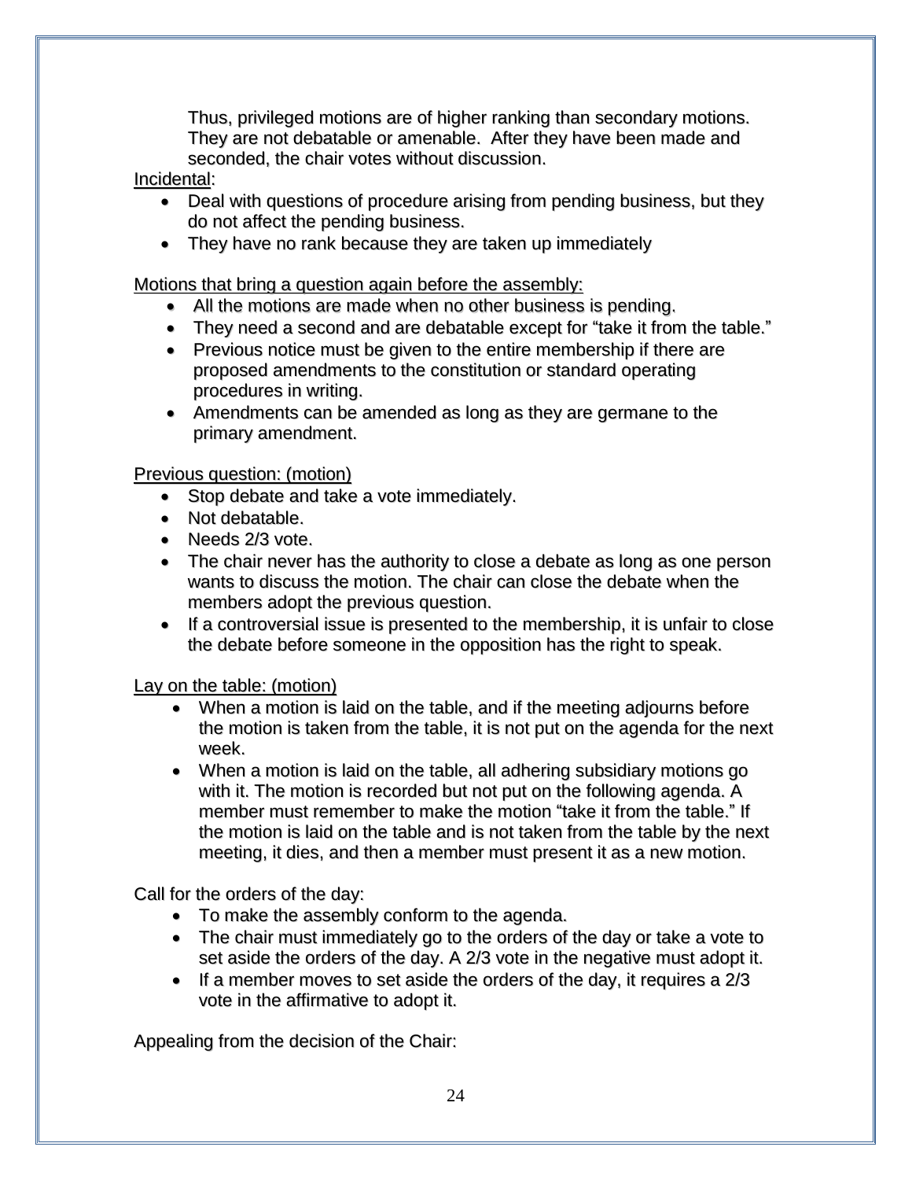Thus, privileged motions are of higher ranking than secondary motions. They are not debatable or amenable. After they have been made and seconded, the chair votes without discussion.

<u>Incidental</u>:

- Deal with questions of procedure arising from pending business, but they do not affect the pending business.
- They have no rank because they are taken up immediately

<u>Motions that bring a question again before the assembly:</u>

- All the motions are made when no other business is pending.
- They need a second and are debatable except for "take it from the table."
- Previous notice must be given to the entire membership if there are proposed amendments to the constitution or standard operating procedures in writing.
- Amendments can be amended as long as they are germane to the primary amendment.

<u>Previous question: (motion)</u>

- Stop debate and take a vote immediately.
- Not debatable.
- Needs 2/3 vote.
- The chair never has the authority to close a debate as long as one person wants to discuss the motion. The chair can close the debate when the members adopt the previous question.
- If a controversial issue is presented to the membership, it is unfair to close the debate before someone in the opposition has the right to speak.

<u>Lay on the table: (motion)</u>

- When a motion is laid on the table, and if the meeting adjourns before the motion is taken from the table, it is not put on the agenda for the next week.
- When a motion is laid on the table, all adhering subsidiary motions go with it. The motion is recorded but not put on the following agenda. A member must remember to make the motion "take it from the table." If the motion is laid on the table and is not taken from the table by the next meeting, it dies, and then a member must present it as a new motion.

Call for the orders of the day:

- To make the assembly conform to the agenda.
- The chair must immediately go to the orders of the day or take a vote to set aside the orders of the day. A 2/3 vote in the negative must adopt it.
- If a member moves to set aside the orders of the day, it requires a 2/3 vote in the affirmative to adopt it.

Appealing from the decision of the Chair: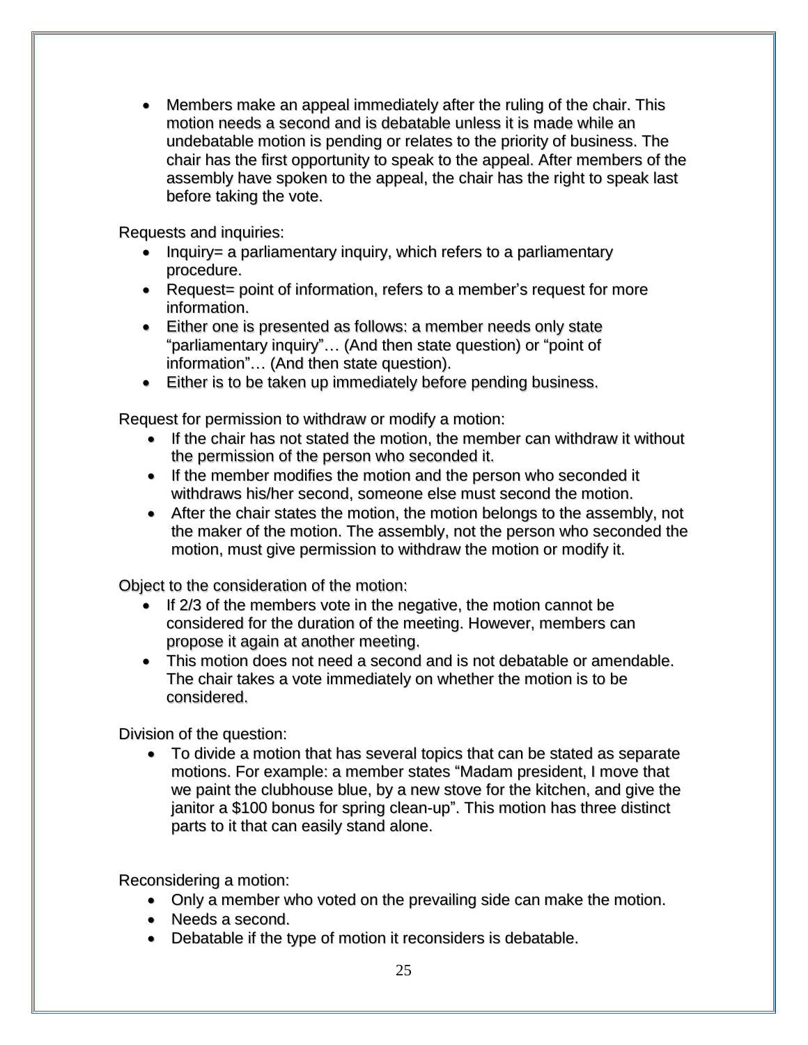- Members make an appeal immediately after the ruling of the chair. This motion needs a second and is debatable unless it is made while an undebatable motion is pending or relates to the priority of business. The chair has the first opportunity to speak to the appeal. After members of the assembly have spoken to the appeal, the chair has the right to speak last before taking the vote.

Requests and inquiries:

- Inquiry= a parliamentary inquiry, which refers to a parliamentary procedure.
- Request= point of information, refers to a member's request for more information.
- Either one is presented as follows: a member needs only state "parliamentary inquiry"… (And then state question) or "point of information"… (And then state question).
- Either is to be taken up immediately before pending business.

Request for permission to withdraw or modify a motion:

- If the chair has not stated the motion, the member can withdraw it without the permission of the person who seconded it.
- If the member modifies the motion and the person who seconded it withdraws his/her second, someone else must second the motion.
- After the chair states the motion, the motion belongs to the assembly, not the maker of the motion. The assembly, not the person who seconded the motion, must give permission to withdraw the motion or modify it.

Object to the consideration of the motion:

- If 2/3 of the members vote in the negative, the motion cannot be considered for the duration of the meeting. However, members can propose it again at another meeting.
- This motion does not need a second and is not debatable or amendable. The chair takes a vote immediately on whether the motion is to be considered.

Division of the question:

- To divide a motion that has several topics that can be stated as separate motions. For example: a member states "Madam president, I move that we paint the clubhouse blue, by a new stove for the kitchen, and give the janitor a $100 bonus for spring clean-up". This motion has three distinct parts to it that can easily stand alone.

Reconsidering a motion:

- Only a member who voted on the prevailing side can make the motion.
- Needs a second.
- Debatable if the type of motion it reconsiders is debatable.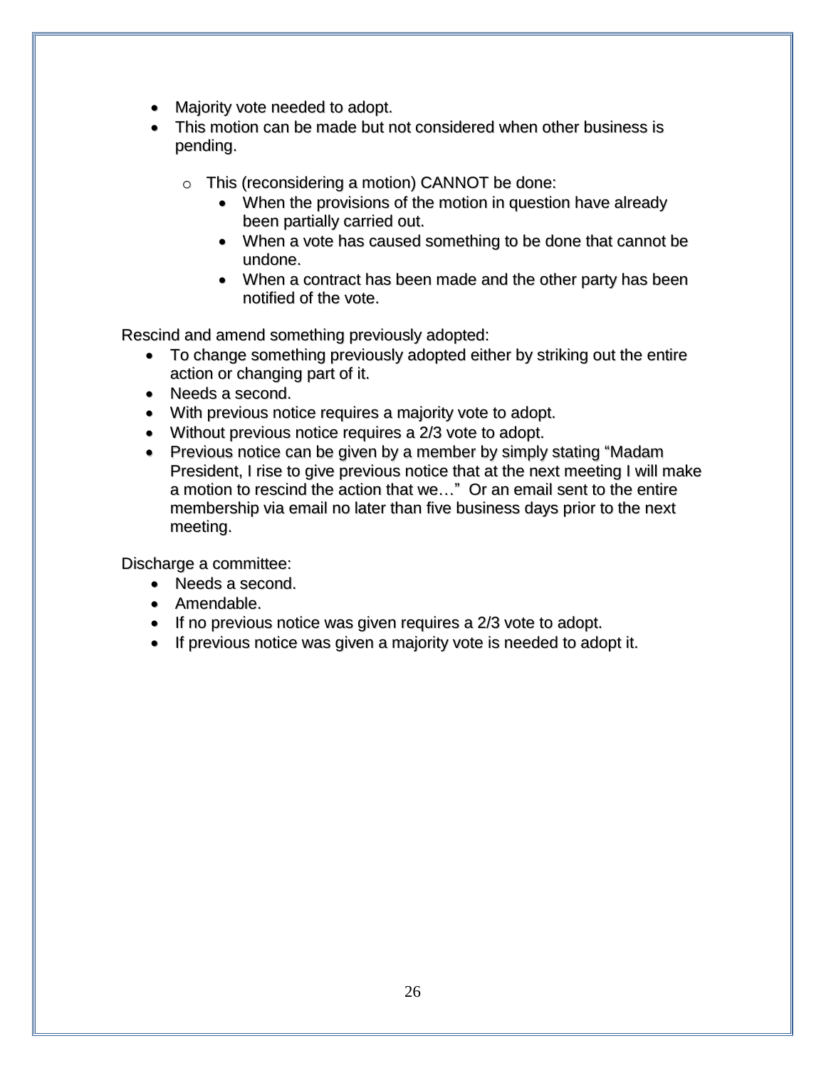- Majority vote needed to adopt.
- This motion can be made but not considered when other business is pending.

    - This (reconsidering a motion) CANNOT be done:
        - When the provisions of the motion in question have already been partially carried out.
        - When a vote has caused something to be done that cannot be undone.
        - When a contract has been made and the other party has been notified of the vote.

Rescind and amend something previously adopted:

- To change something previously adopted either by striking out the entire action or changing part of it.
- Needs a second.
- With previous notice requires a majority vote to adopt.
- Without previous notice requires a 2/3 vote to adopt.
- Previous notice can be given by a member by simply stating "Madam President, I rise to give previous notice that at the next meeting I will make a motion to rescind the action that we…" Or an email sent to the entire membership via email no later than five business days prior to the next meeting.

Discharge a committee:

- Needs a second.
- Amendable.
- If no previous notice was given requires a 2/3 vote to adopt.
- If previous notice was given a majority vote is needed to adopt it.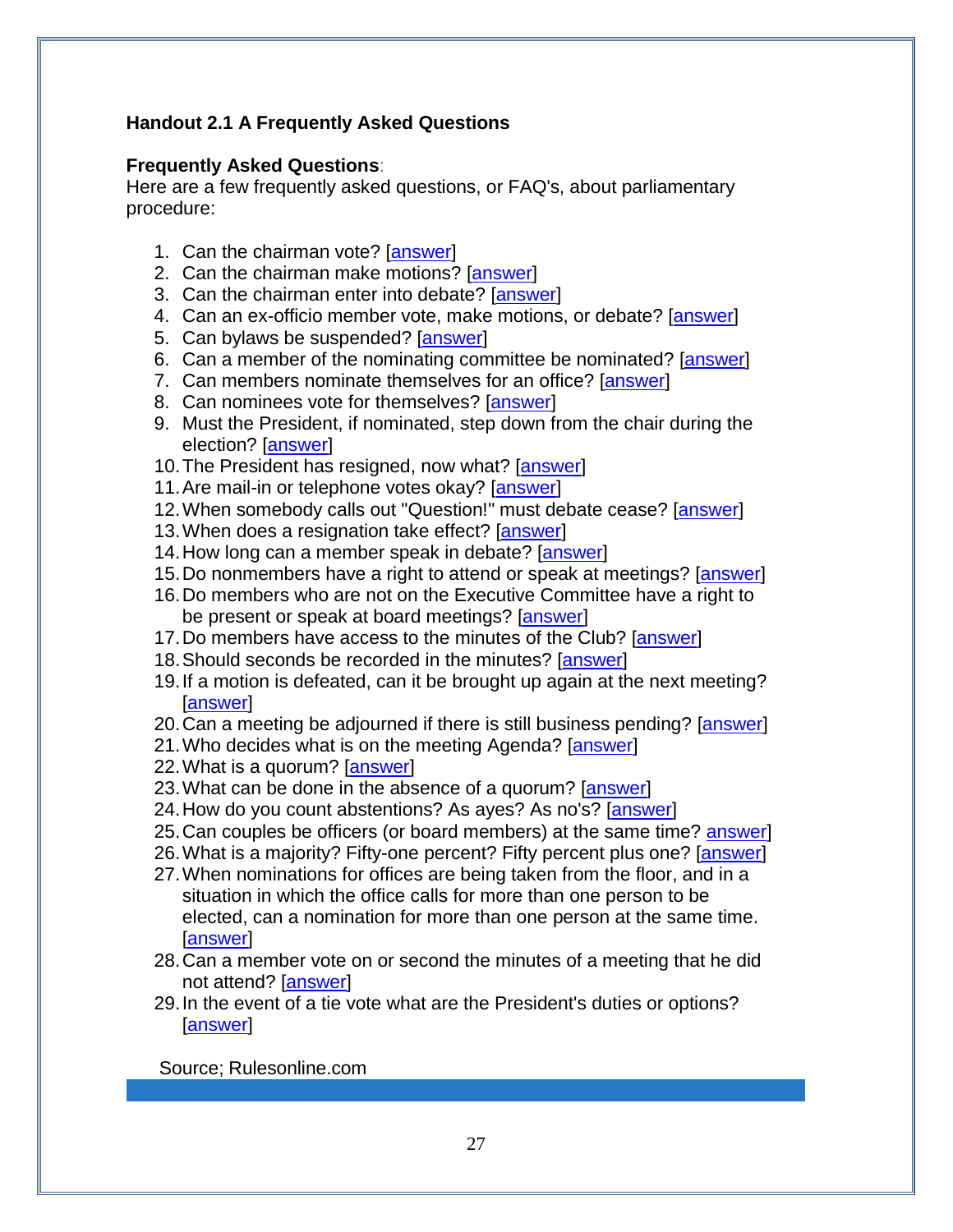**Handout 2.1 A Frequently Asked Questions**

**Frequently Asked Questions**:
Here are a few frequently asked questions, or FAQ's, about parliamentary procedure:

1. Can the chairman vote? [answer]
2. Can the chairman make motions? [answer]
3. Can the chairman enter into debate? [answer]
4. Can an ex-officio member vote, make motions, or debate? [answer]
5. Can bylaws be suspended? [answer]
6. Can a member of the nominating committee be nominated? [answer]
7. Can members nominate themselves for an office? [answer]
8. Can nominees vote for themselves? [answer]
9. Must the President, if nominated, step down from the chair during the election? [answer]
10. The President has resigned, now what? [answer]
11. Are mail-in or telephone votes okay? [answer]
12. When somebody calls out "Question!" must debate cease? [answer]
13. When does a resignation take effect? [answer]
14. How long can a member speak in debate? [answer]
15. Do nonmembers have a right to attend or speak at meetings? [answer]
16. Do members who are not on the Executive Committee have a right to be present or speak at board meetings? [answer]
17. Do members have access to the minutes of the Club? [answer]
18. Should seconds be recorded in the minutes? [answer]
19. If a motion is defeated, can it be brought up again at the next meeting? [answer]
20. Can a meeting be adjourned if there is still business pending? [answer]
21. Who decides what is on the meeting Agenda? [answer]
22. What is a quorum? [answer]
23. What can be done in the absence of a quorum? [answer]
24. How do you count abstentions? As ayes? As no's? [answer]
25. Can couples be officers (or board members) at the same time? answer]
26. What is a majority? Fifty-one percent? Fifty percent plus one? [answer]
27. When nominations for offices are being taken from the floor, and in a situation in which the office calls for more than one person to be elected, can a nomination for more than one person at the same time. [answer]
28. Can a member vote on or second the minutes of a meeting that he did not attend? [answer]
29. In the event of a tie vote what are the President's duties or options? [answer]

Source; Rulesonline.com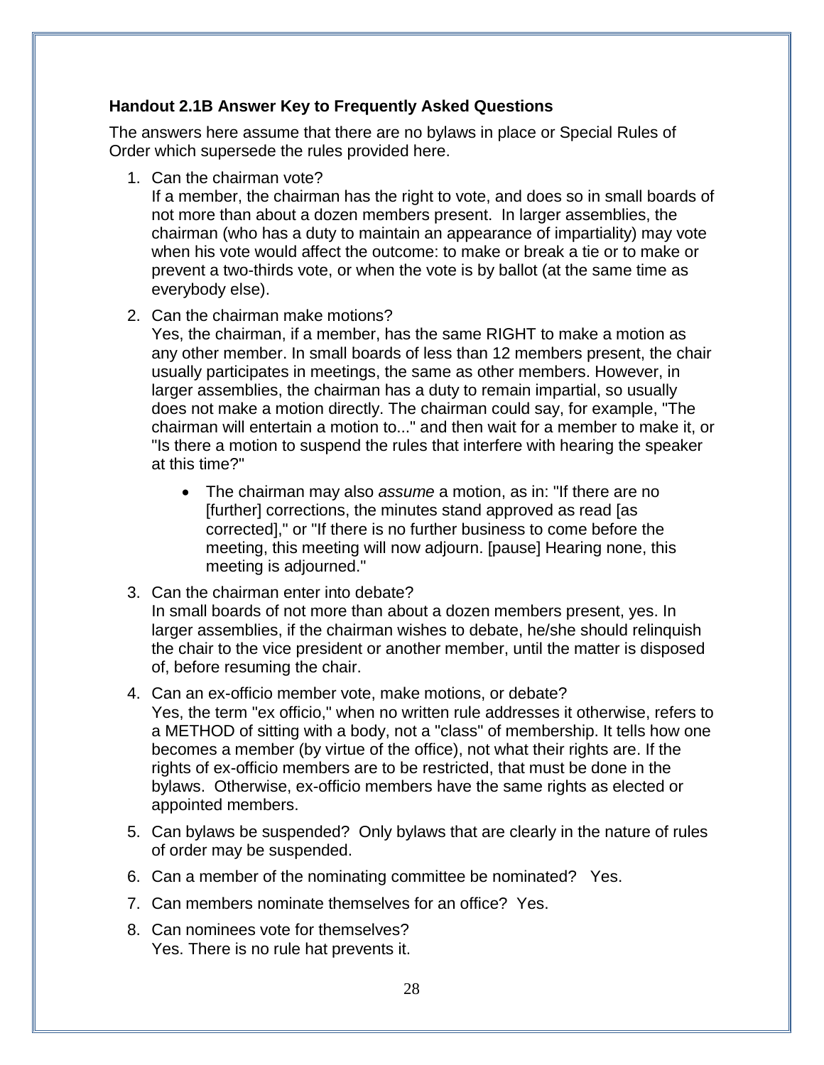**Handout 2.1B Answer Key to Frequently Asked Questions**

The answers here assume that there are no bylaws in place or Special Rules of Order which supersede the rules provided here.

1. Can the chairman vote?
   If a member, the chairman has the right to vote, and does so in small boards of not more than about a dozen members present. In larger assemblies, the chairman (who has a duty to maintain an appearance of impartiality) may vote when his vote would affect the outcome: to make or break a tie or to make or prevent a two-thirds vote, or when the vote is by ballot (at the same time as everybody else).

2. Can the chairman make motions?
   Yes, the chairman, if a member, has the same RIGHT to make a motion as any other member. In small boards of less than 12 members present, the chair usually participates in meetings, the same as other members. However, in larger assemblies, the chairman has a duty to remain impartial, so usually does not make a motion directly. The chairman could say, for example, "The chairman will entertain a motion to..." and then wait for a member to make it, or "Is there a motion to suspend the rules that interfere with hearing the speaker at this time?"

   - The chairman may also *assume* a motion, as in: "If there are no [further] corrections, the minutes stand approved as read [as corrected]," or "If there is no further business to come before the meeting, this meeting will now adjourn. [pause] Hearing none, this meeting is adjourned."

3. Can the chairman enter into debate?
   In small boards of not more than about a dozen members present, yes. In larger assemblies, if the chairman wishes to debate, he/she should relinquish the chair to the vice president or another member, until the matter is disposed of, before resuming the chair.

4. Can an ex-officio member vote, make motions, or debate?
   Yes, the term "ex officio," when no written rule addresses it otherwise, refers to a METHOD of sitting with a body, not a "class" of membership. It tells how one becomes a member (by virtue of the office), not what their rights are. If the rights of ex-officio members are to be restricted, that must be done in the bylaws. Otherwise, ex-officio members have the same rights as elected or appointed members.

5. Can bylaws be suspended? Only bylaws that are clearly in the nature of rules of order may be suspended.

6. Can a member of the nominating committee be nominated? Yes.

7. Can members nominate themselves for an office? Yes.

8. Can nominees vote for themselves?
   Yes. There is no rule hat prevents it.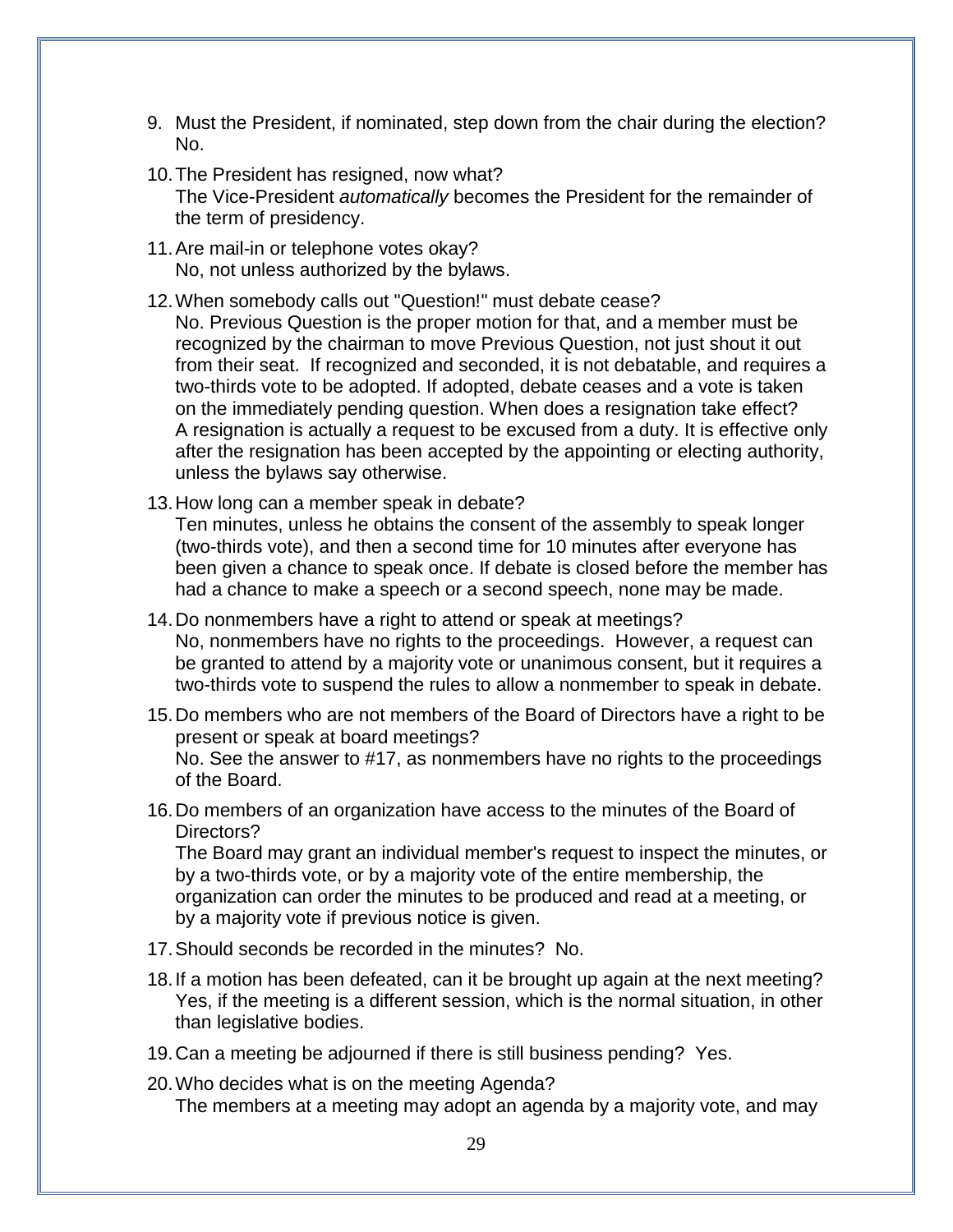9. Must the President, if nominated, step down from the chair during the election? No.

10. The President has resigned, now what?
    The Vice-President *automatically* becomes the President for the remainder of the term of presidency.

11. Are mail-in or telephone votes okay?
    No, not unless authorized by the bylaws.

12. When somebody calls out "Question!" must debate cease?
    No. Previous Question is the proper motion for that, and a member must be recognized by the chairman to move Previous Question, not just shout it out from their seat. If recognized and seconded, it is not debatable, and requires a two-thirds vote to be adopted. If adopted, debate ceases and a vote is taken on the immediately pending question. When does a resignation take effect? A resignation is actually a request to be excused from a duty. It is effective only after the resignation has been accepted by the appointing or electing authority, unless the bylaws say otherwise.

13. How long can a member speak in debate?
    Ten minutes, unless he obtains the consent of the assembly to speak longer (two-thirds vote), and then a second time for 10 minutes after everyone has been given a chance to speak once. If debate is closed before the member has had a chance to make a speech or a second speech, none may be made.

14. Do nonmembers have a right to attend or speak at meetings?
    No, nonmembers have no rights to the proceedings. However, a request can be granted to attend by a majority vote or unanimous consent, but it requires a two-thirds vote to suspend the rules to allow a nonmember to speak in debate.

15. Do members who are not members of the Board of Directors have a right to be present or speak at board meetings?
    No. See the answer to #17, as nonmembers have no rights to the proceedings of the Board.

16. Do members of an organization have access to the minutes of the Board of Directors?
    The Board may grant an individual member's request to inspect the minutes, or by a two-thirds vote, or by a majority vote of the entire membership, the organization can order the minutes to be produced and read at a meeting, or by a majority vote if previous notice is given.

17. Should seconds be recorded in the minutes? No.

18. If a motion has been defeated, can it be brought up again at the next meeting? Yes, if the meeting is a different session, which is the normal situation, in other than legislative bodies.

19. Can a meeting be adjourned if there is still business pending? Yes.

20. Who decides what is on the meeting Agenda?
    The members at a meeting may adopt an agenda by a majority vote, and may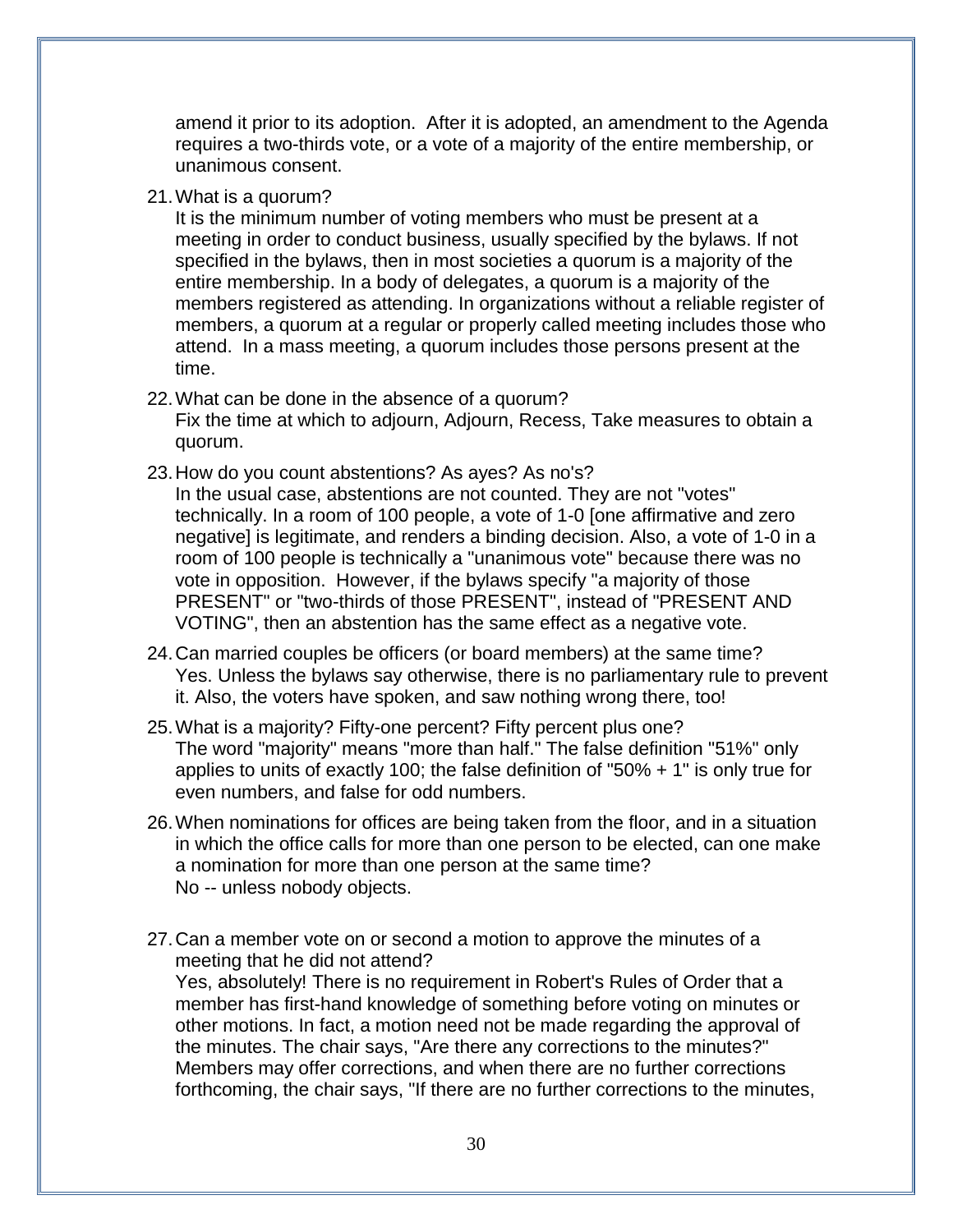amend it prior to its adoption. After it is adopted, an amendment to the Agenda requires a two-thirds vote, or a vote of a majority of the entire membership, or unanimous consent.

21. What is a quorum?
    It is the minimum number of voting members who must be present at a meeting in order to conduct business, usually specified by the bylaws. If not specified in the bylaws, then in most societies a quorum is a majority of the entire membership. In a body of delegates, a quorum is a majority of the members registered as attending. In organizations without a reliable register of members, a quorum at a regular or properly called meeting includes those who attend. In a mass meeting, a quorum includes those persons present at the time.

22. What can be done in the absence of a quorum?
    Fix the time at which to adjourn, Adjourn, Recess, Take measures to obtain a quorum.

23. How do you count abstentions? As ayes? As no's?
    In the usual case, abstentions are not counted. They are not "votes" technically. In a room of 100 people, a vote of 1-0 [one affirmative and zero negative] is legitimate, and renders a binding decision. Also, a vote of 1-0 in a room of 100 people is technically a "unanimous vote" because there was no vote in opposition. However, if the bylaws specify "a majority of those PRESENT" or "two-thirds of those PRESENT", instead of "PRESENT AND VOTING", then an abstention has the same effect as a negative vote.

24. Can married couples be officers (or board members) at the same time?
    Yes. Unless the bylaws say otherwise, there is no parliamentary rule to prevent it. Also, the voters have spoken, and saw nothing wrong there, too!

25. What is a majority? Fifty-one percent? Fifty percent plus one?
    The word "majority" means "more than half." The false definition "51%" only applies to units of exactly 100; the false definition of "50% + 1" is only true for even numbers, and false for odd numbers.

26. When nominations for offices are being taken from the floor, and in a situation in which the office calls for more than one person to be elected, can one make a nomination for more than one person at the same time?
    No -- unless nobody objects.

27. Can a member vote on or second a motion to approve the minutes of a meeting that he did not attend?
    Yes, absolutely! There is no requirement in Robert's Rules of Order that a member has first-hand knowledge of something before voting on minutes or other motions. In fact, a motion need not be made regarding the approval of the minutes. The chair says, "Are there any corrections to the minutes?" Members may offer corrections, and when there are no further corrections forthcoming, the chair says, "If there are no further corrections to the minutes,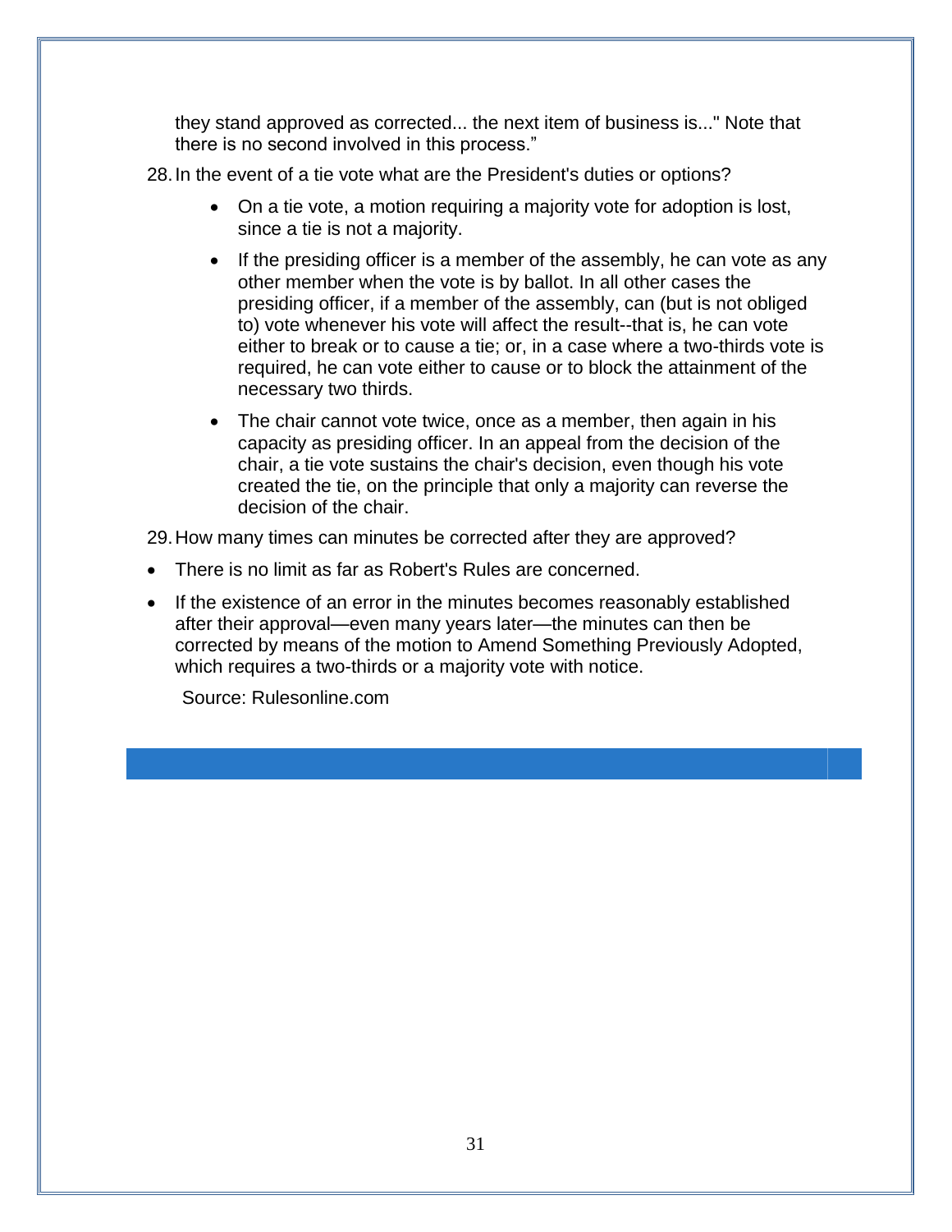they stand approved as corrected... the next item of business is..." Note that there is no second involved in this process."

28. In the event of a tie vote what are the President's duties or options?

    - On a tie vote, a motion requiring a majority vote for adoption is lost, since a tie is not a majority.
    - If the presiding officer is a member of the assembly, he can vote as any other member when the vote is by ballot. In all other cases the presiding officer, if a member of the assembly, can (but is not obliged to) vote whenever his vote will affect the result--that is, he can vote either to break or to cause a tie; or, in a case where a two-thirds vote is required, he can vote either to cause or to block the attainment of the necessary two thirds.
    - The chair cannot vote twice, once as a member, then again in his capacity as presiding officer. In an appeal from the decision of the chair, a tie vote sustains the chair's decision, even though his vote created the tie, on the principle that only a majority can reverse the decision of the chair.

29. How many times can minutes be corrected after they are approved?

- There is no limit as far as Robert's Rules are concerned.
- If the existence of an error in the minutes becomes reasonably established after their approval—even many years later—the minutes can then be corrected by means of the motion to Amend Something Previously Adopted, which requires a two-thirds or a majority vote with notice.

Source: Rulesonline.com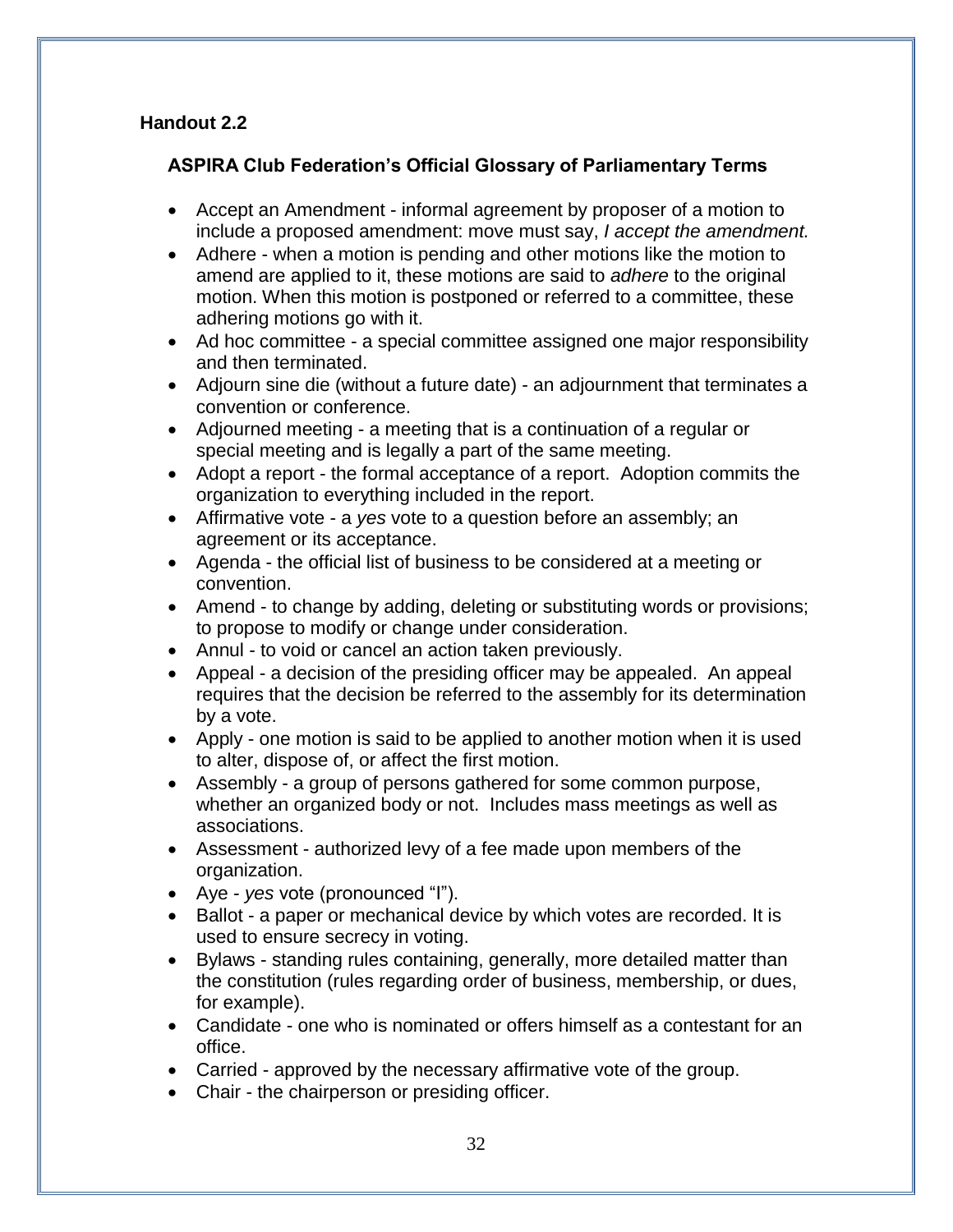**Handout 2.2**

**ASPIRA Club Federation's Official Glossary of Parliamentary Terms**

- Accept an Amendment - informal agreement by proposer of a motion to include a proposed amendment: move must say, *I accept the amendment.*
- Adhere - when a motion is pending and other motions like the motion to amend are applied to it, these motions are said to *adhere* to the original motion. When this motion is postponed or referred to a committee, these adhering motions go with it.
- Ad hoc committee - a special committee assigned one major responsibility and then terminated.
- Adjourn sine die (without a future date) - an adjournment that terminates a convention or conference.
- Adjourned meeting - a meeting that is a continuation of a regular or special meeting and is legally a part of the same meeting.
- Adopt a report - the formal acceptance of a report. Adoption commits the organization to everything included in the report.
- Affirmative vote - a *yes* vote to a question before an assembly; an agreement or its acceptance.
- Agenda - the official list of business to be considered at a meeting or convention.
- Amend - to change by adding, deleting or substituting words or provisions; to propose to modify or change under consideration.
- Annul - to void or cancel an action taken previously.
- Appeal - a decision of the presiding officer may be appealed. An appeal requires that the decision be referred to the assembly for its determination by a vote.
- Apply - one motion is said to be applied to another motion when it is used to alter, dispose of, or affect the first motion.
- Assembly - a group of persons gathered for some common purpose, whether an organized body or not. Includes mass meetings as well as associations.
- Assessment - authorized levy of a fee made upon members of the organization.
- Aye - *yes* vote (pronounced "I").
- Ballot - a paper or mechanical device by which votes are recorded. It is used to ensure secrecy in voting.
- Bylaws - standing rules containing, generally, more detailed matter than the constitution (rules regarding order of business, membership, or dues, for example).
- Candidate - one who is nominated or offers himself as a contestant for an office.
- Carried - approved by the necessary affirmative vote of the group.
- Chair - the chairperson or presiding officer.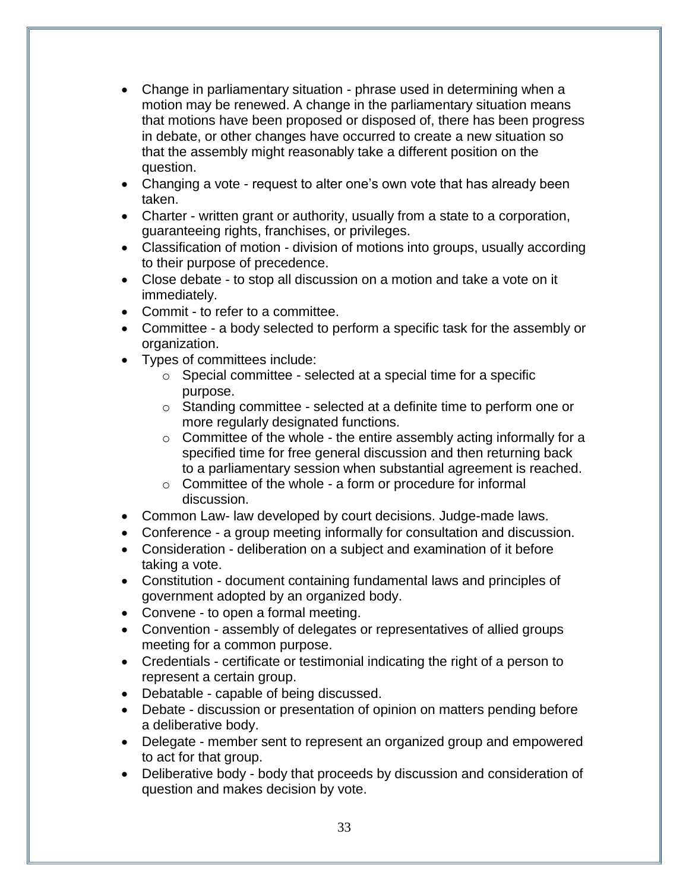- Change in parliamentary situation - phrase used in determining when a motion may be renewed. A change in the parliamentary situation means that motions have been proposed or disposed of, there has been progress in debate, or other changes have occurred to create a new situation so that the assembly might reasonably take a different position on the question.
- Changing a vote - request to alter one's own vote that has already been taken.
- Charter - written grant or authority, usually from a state to a corporation, guaranteeing rights, franchises, or privileges.
- Classification of motion - division of motions into groups, usually according to their purpose of precedence.
- Close debate - to stop all discussion on a motion and take a vote on it immediately.
- Commit - to refer to a committee.
- Committee - a body selected to perform a specific task for the assembly or organization.
- Types of committees include:
  - Special committee - selected at a special time for a specific purpose.
  - Standing committee - selected at a definite time to perform one or more regularly designated functions.
  - Committee of the whole - the entire assembly acting informally for a specified time for free general discussion and then returning back to a parliamentary session when substantial agreement is reached.
  - Committee of the whole - a form or procedure for informal discussion.
- Common Law- law developed by court decisions. Judge-made laws.
- Conference - a group meeting informally for consultation and discussion.
- Consideration - deliberation on a subject and examination of it before taking a vote.
- Constitution - document containing fundamental laws and principles of government adopted by an organized body.
- Convene - to open a formal meeting.
- Convention - assembly of delegates or representatives of allied groups meeting for a common purpose.
- Credentials - certificate or testimonial indicating the right of a person to represent a certain group.
- Debatable - capable of being discussed.
- Debate - discussion or presentation of opinion on matters pending before a deliberative body.
- Delegate - member sent to represent an organized group and empowered to act for that group.
- Deliberative body - body that proceeds by discussion and consideration of question and makes decision by vote.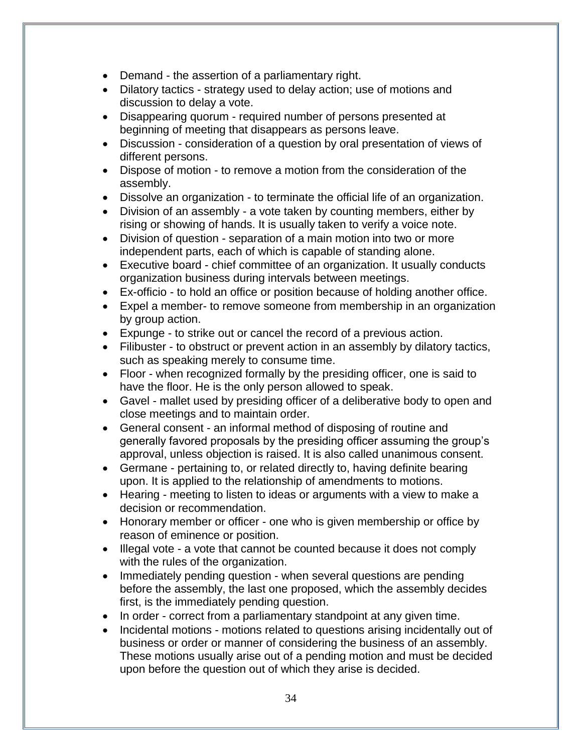- Demand - the assertion of a parliamentary right.
- Dilatory tactics - strategy used to delay action; use of motions and discussion to delay a vote.
- Disappearing quorum - required number of persons presented at beginning of meeting that disappears as persons leave.
- Discussion - consideration of a question by oral presentation of views of different persons.
- Dispose of motion - to remove a motion from the consideration of the assembly.
- Dissolve an organization - to terminate the official life of an organization.
- Division of an assembly - a vote taken by counting members, either by rising or showing of hands. It is usually taken to verify a voice note.
- Division of question - separation of a main motion into two or more independent parts, each of which is capable of standing alone.
- Executive board - chief committee of an organization. It usually conducts organization business during intervals between meetings.
- Ex-officio - to hold an office or position because of holding another office.
- Expel a member- to remove someone from membership in an organization by group action.
- Expunge - to strike out or cancel the record of a previous action.
- Filibuster - to obstruct or prevent action in an assembly by dilatory tactics, such as speaking merely to consume time.
- Floor - when recognized formally by the presiding officer, one is said to have the floor. He is the only person allowed to speak.
- Gavel - mallet used by presiding officer of a deliberative body to open and close meetings and to maintain order.
- General consent - an informal method of disposing of routine and generally favored proposals by the presiding officer assuming the group's approval, unless objection is raised. It is also called unanimous consent.
- Germane - pertaining to, or related directly to, having definite bearing upon. It is applied to the relationship of amendments to motions.
- Hearing - meeting to listen to ideas or arguments with a view to make a decision or recommendation.
- Honorary member or officer - one who is given membership or office by reason of eminence or position.
- Illegal vote - a vote that cannot be counted because it does not comply with the rules of the organization.
- Immediately pending question - when several questions are pending before the assembly, the last one proposed, which the assembly decides first, is the immediately pending question.
- In order - correct from a parliamentary standpoint at any given time.
- Incidental motions - motions related to questions arising incidentally out of business or order or manner of considering the business of an assembly. These motions usually arise out of a pending motion and must be decided upon before the question out of which they arise is decided.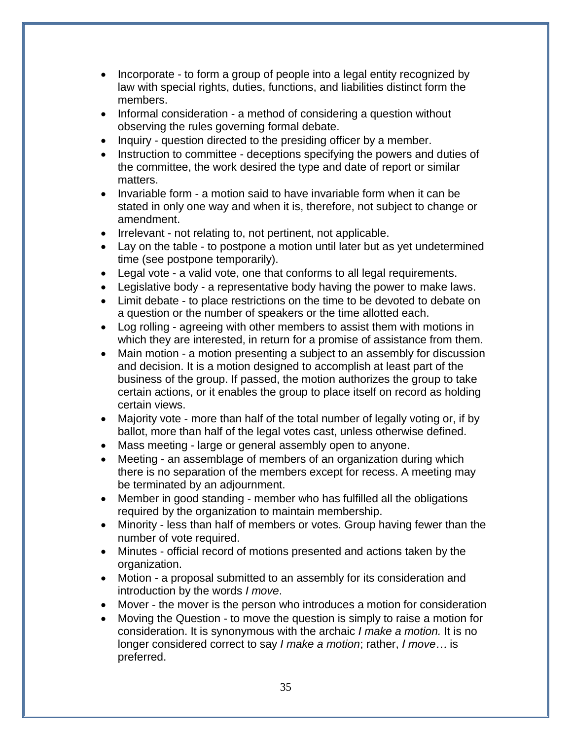- Incorporate - to form a group of people into a legal entity recognized by law with special rights, duties, functions, and liabilities distinct form the members.
- Informal consideration - a method of considering a question without observing the rules governing formal debate.
- Inquiry - question directed to the presiding officer by a member.
- Instruction to committee - deceptions specifying the powers and duties of the committee, the work desired the type and date of report or similar matters.
- Invariable form - a motion said to have invariable form when it can be stated in only one way and when it is, therefore, not subject to change or amendment.
- Irrelevant - not relating to, not pertinent, not applicable.
- Lay on the table - to postpone a motion until later but as yet undetermined time (see postpone temporarily).
- Legal vote - a valid vote, one that conforms to all legal requirements.
- Legislative body - a representative body having the power to make laws.
- Limit debate - to place restrictions on the time to be devoted to debate on a question or the number of speakers or the time allotted each.
- Log rolling - agreeing with other members to assist them with motions in which they are interested, in return for a promise of assistance from them.
- Main motion - a motion presenting a subject to an assembly for discussion and decision. It is a motion designed to accomplish at least part of the business of the group. If passed, the motion authorizes the group to take certain actions, or it enables the group to place itself on record as holding certain views.
- Majority vote - more than half of the total number of legally voting or, if by ballot, more than half of the legal votes cast, unless otherwise defined.
- Mass meeting - large or general assembly open to anyone.
- Meeting - an assemblage of members of an organization during which there is no separation of the members except for recess. A meeting may be terminated by an adjournment.
- Member in good standing - member who has fulfilled all the obligations required by the organization to maintain membership.
- Minority - less than half of members or votes. Group having fewer than the number of vote required.
- Minutes - official record of motions presented and actions taken by the organization.
- Motion - a proposal submitted to an assembly for its consideration and introduction by the words *I move*.
- Mover - the mover is the person who introduces a motion for consideration
- Moving the Question - to move the question is simply to raise a motion for consideration. It is synonymous with the archaic *I make a motion.* It is no longer considered correct to say *I make a motion*; rather, *I move…* is preferred.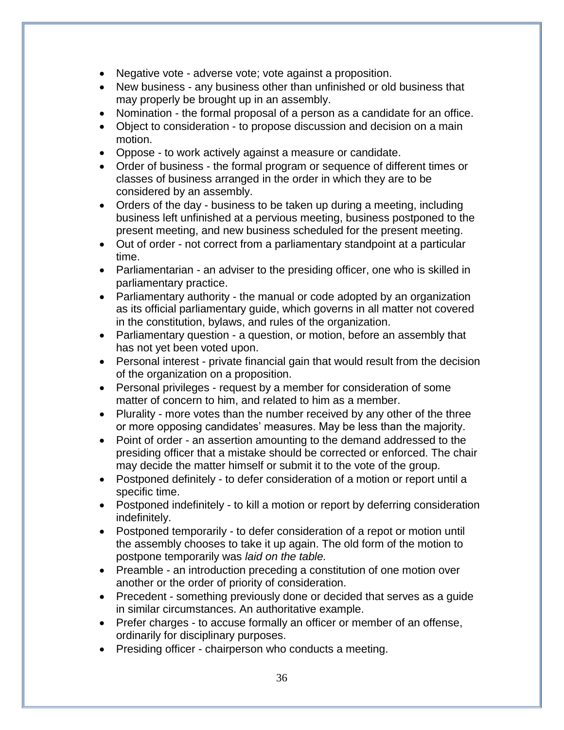- Negative vote - adverse vote; vote against a proposition.
- New business - any business other than unfinished or old business that may properly be brought up in an assembly.
- Nomination - the formal proposal of a person as a candidate for an office.
- Object to consideration - to propose discussion and decision on a main motion.
- Oppose - to work actively against a measure or candidate.
- Order of business - the formal program or sequence of different times or classes of business arranged in the order in which they are to be considered by an assembly.
- Orders of the day - business to be taken up during a meeting, including business left unfinished at a pervious meeting, business postponed to the present meeting, and new business scheduled for the present meeting.
- Out of order - not correct from a parliamentary standpoint at a particular time.
- Parliamentarian - an adviser to the presiding officer, one who is skilled in parliamentary practice.
- Parliamentary authority - the manual or code adopted by an organization as its official parliamentary guide, which governs in all matter not covered in the constitution, bylaws, and rules of the organization.
- Parliamentary question - a question, or motion, before an assembly that has not yet been voted upon.
- Personal interest - private financial gain that would result from the decision of the organization on a proposition.
- Personal privileges - request by a member for consideration of some matter of concern to him, and related to him as a member.
- Plurality - more votes than the number received by any other of the three or more opposing candidates' measures. May be less than the majority.
- Point of order - an assertion amounting to the demand addressed to the presiding officer that a mistake should be corrected or enforced. The chair may decide the matter himself or submit it to the vote of the group.
- Postponed definitely - to defer consideration of a motion or report until a specific time.
- Postponed indefinitely - to kill a motion or report by deferring consideration indefinitely.
- Postponed temporarily - to defer consideration of a repot or motion until the assembly chooses to take it up again. The old form of the motion to postpone temporarily was *laid on the table.*
- Preamble - an introduction preceding a constitution of one motion over another or the order of priority of consideration.
- Precedent - something previously done or decided that serves as a guide in similar circumstances. An authoritative example.
- Prefer charges - to accuse formally an officer or member of an offense, ordinarily for disciplinary purposes.
- Presiding officer - chairperson who conducts a meeting.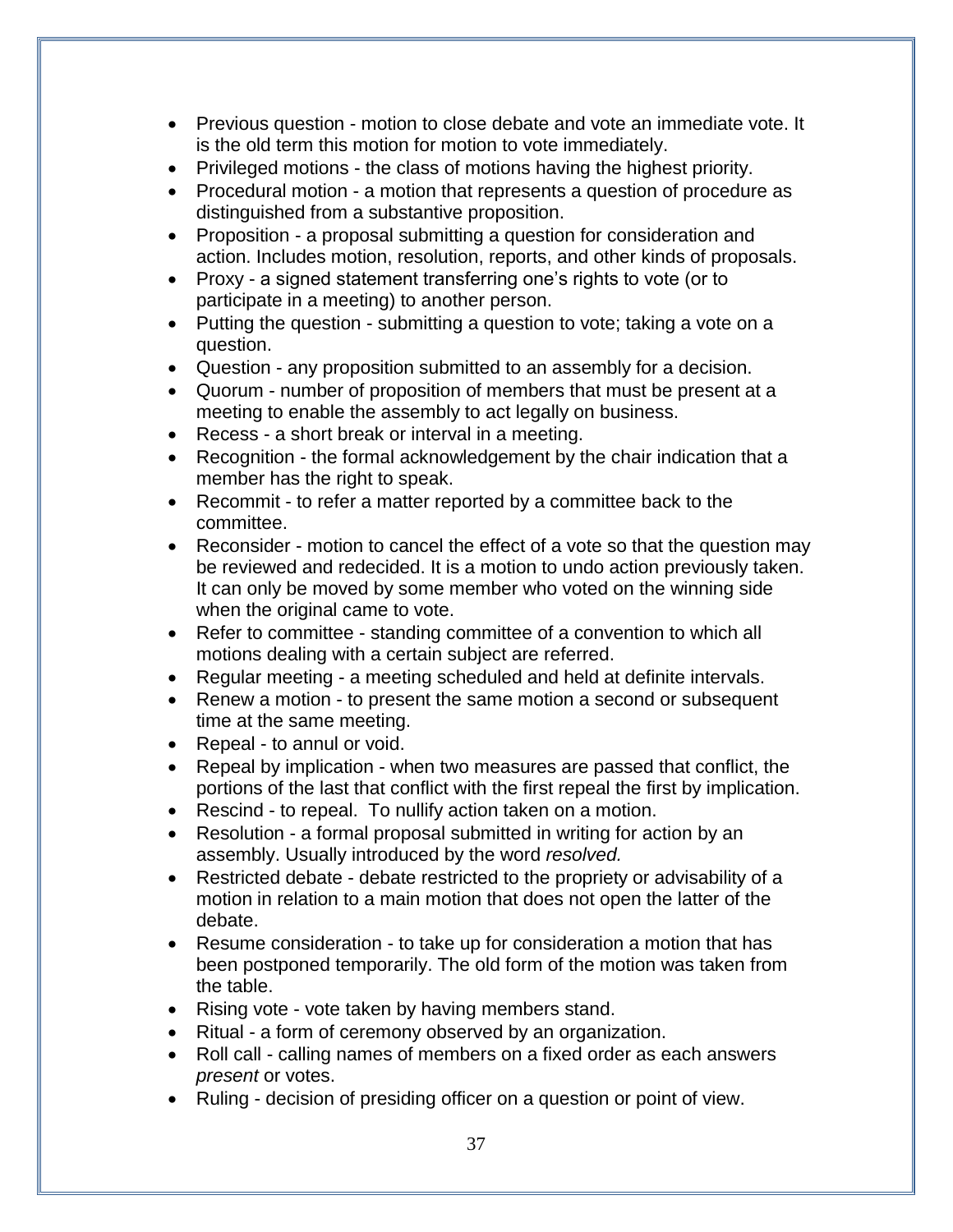- Previous question - motion to close debate and vote an immediate vote. It is the old term this motion for motion to vote immediately.
- Privileged motions - the class of motions having the highest priority.
- Procedural motion - a motion that represents a question of procedure as distinguished from a substantive proposition.
- Proposition - a proposal submitting a question for consideration and action. Includes motion, resolution, reports, and other kinds of proposals.
- Proxy - a signed statement transferring one's rights to vote (or to participate in a meeting) to another person.
- Putting the question - submitting a question to vote; taking a vote on a question.
- Question - any proposition submitted to an assembly for a decision.
- Quorum - number of proposition of members that must be present at a meeting to enable the assembly to act legally on business.
- Recess - a short break or interval in a meeting.
- Recognition - the formal acknowledgement by the chair indication that a member has the right to speak.
- Recommit - to refer a matter reported by a committee back to the committee.
- Reconsider - motion to cancel the effect of a vote so that the question may be reviewed and redecided. It is a motion to undo action previously taken. It can only be moved by some member who voted on the winning side when the original came to vote.
- Refer to committee - standing committee of a convention to which all motions dealing with a certain subject are referred.
- Regular meeting - a meeting scheduled and held at definite intervals.
- Renew a motion - to present the same motion a second or subsequent time at the same meeting.
- Repeal - to annul or void.
- Repeal by implication - when two measures are passed that conflict, the portions of the last that conflict with the first repeal the first by implication.
- Rescind - to repeal. To nullify action taken on a motion.
- Resolution - a formal proposal submitted in writing for action by an assembly. Usually introduced by the word *resolved.*
- Restricted debate - debate restricted to the propriety or advisability of a motion in relation to a main motion that does not open the latter of the debate.
- Resume consideration - to take up for consideration a motion that has been postponed temporarily. The old form of the motion was taken from the table.
- Rising vote - vote taken by having members stand.
- Ritual - a form of ceremony observed by an organization.
- Roll call - calling names of members on a fixed order as each answers *present* or votes.
- Ruling - decision of presiding officer on a question or point of view.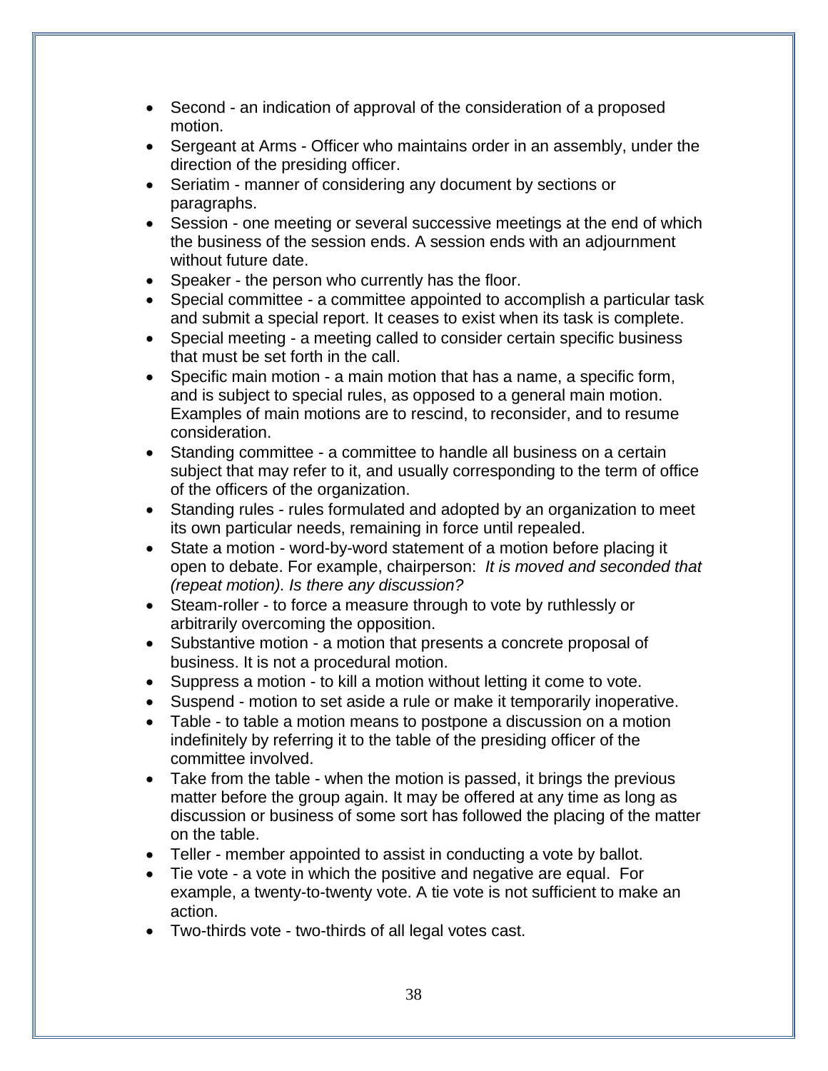- Second - an indication of approval of the consideration of a proposed motion.
- Sergeant at Arms - Officer who maintains order in an assembly, under the direction of the presiding officer.
- Seriatim - manner of considering any document by sections or paragraphs.
- Session - one meeting or several successive meetings at the end of which the business of the session ends. A session ends with an adjournment without future date.
- Speaker - the person who currently has the floor.
- Special committee - a committee appointed to accomplish a particular task and submit a special report. It ceases to exist when its task is complete.
- Special meeting - a meeting called to consider certain specific business that must be set forth in the call.
- Specific main motion - a main motion that has a name, a specific form, and is subject to special rules, as opposed to a general main motion. Examples of main motions are to rescind, to reconsider, and to resume consideration.
- Standing committee - a committee to handle all business on a certain subject that may refer to it, and usually corresponding to the term of office of the officers of the organization.
- Standing rules - rules formulated and adopted by an organization to meet its own particular needs, remaining in force until repealed.
- State a motion - word-by-word statement of a motion before placing it open to debate. For example, chairperson: *It is moved and seconded that (repeat motion). Is there any discussion?*
- Steam-roller - to force a measure through to vote by ruthlessly or arbitrarily overcoming the opposition.
- Substantive motion - a motion that presents a concrete proposal of business. It is not a procedural motion.
- Suppress a motion - to kill a motion without letting it come to vote.
- Suspend - motion to set aside a rule or make it temporarily inoperative.
- Table - to table a motion means to postpone a discussion on a motion indefinitely by referring it to the table of the presiding officer of the committee involved.
- Take from the table - when the motion is passed, it brings the previous matter before the group again. It may be offered at any time as long as discussion or business of some sort has followed the placing of the matter on the table.
- Teller - member appointed to assist in conducting a vote by ballot.
- Tie vote - a vote in which the positive and negative are equal. For example, a twenty-to-twenty vote. A tie vote is not sufficient to make an action.
- Two-thirds vote - two-thirds of all legal votes cast.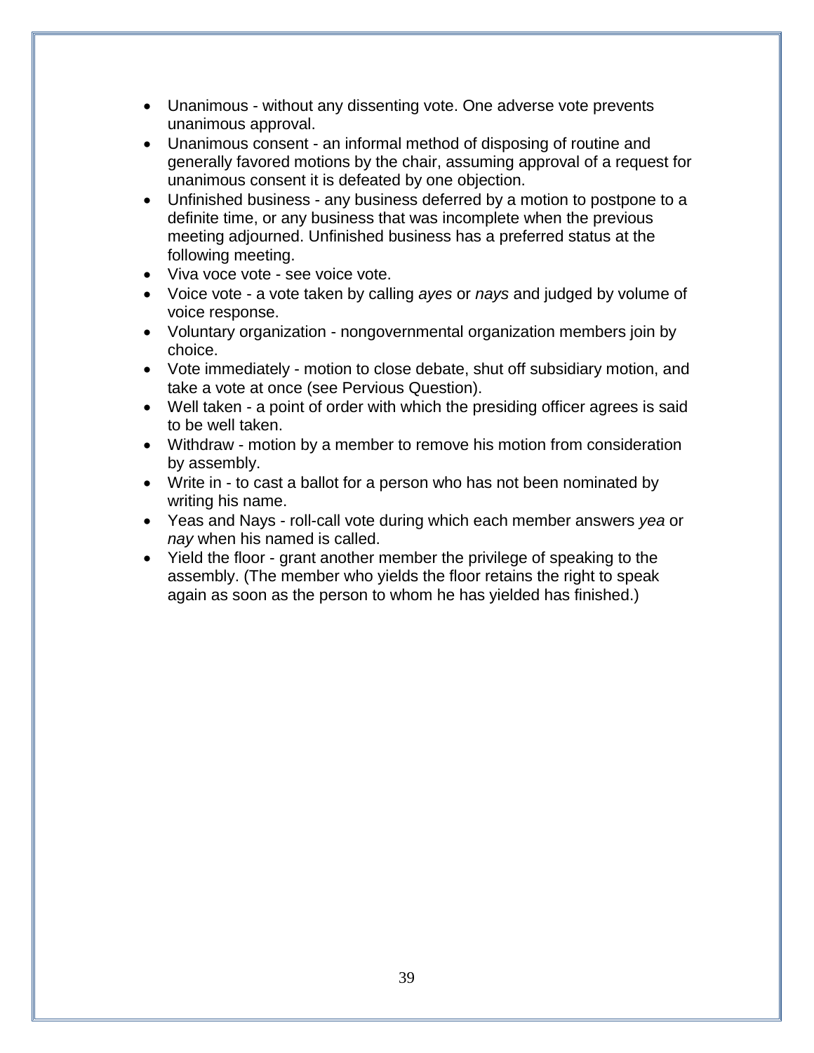- Unanimous - without any dissenting vote. One adverse vote prevents unanimous approval.
- Unanimous consent - an informal method of disposing of routine and generally favored motions by the chair, assuming approval of a request for unanimous consent it is defeated by one objection.
- Unfinished business - any business deferred by a motion to postpone to a definite time, or any business that was incomplete when the previous meeting adjourned. Unfinished business has a preferred status at the following meeting.
- Viva voce vote - see voice vote.
- Voice vote - a vote taken by calling *ayes* or *nays* and judged by volume of voice response.
- Voluntary organization - nongovernmental organization members join by choice.
- Vote immediately - motion to close debate, shut off subsidiary motion, and take a vote at once (see Pervious Question).
- Well taken - a point of order with which the presiding officer agrees is said to be well taken.
- Withdraw - motion by a member to remove his motion from consideration by assembly.
- Write in - to cast a ballot for a person who has not been nominated by writing his name.
- Yeas and Nays - roll-call vote during which each member answers *yea* or *nay* when his named is called.
- Yield the floor - grant another member the privilege of speaking to the assembly. (The member who yields the floor retains the right to speak again as soon as the person to whom he has yielded has finished.)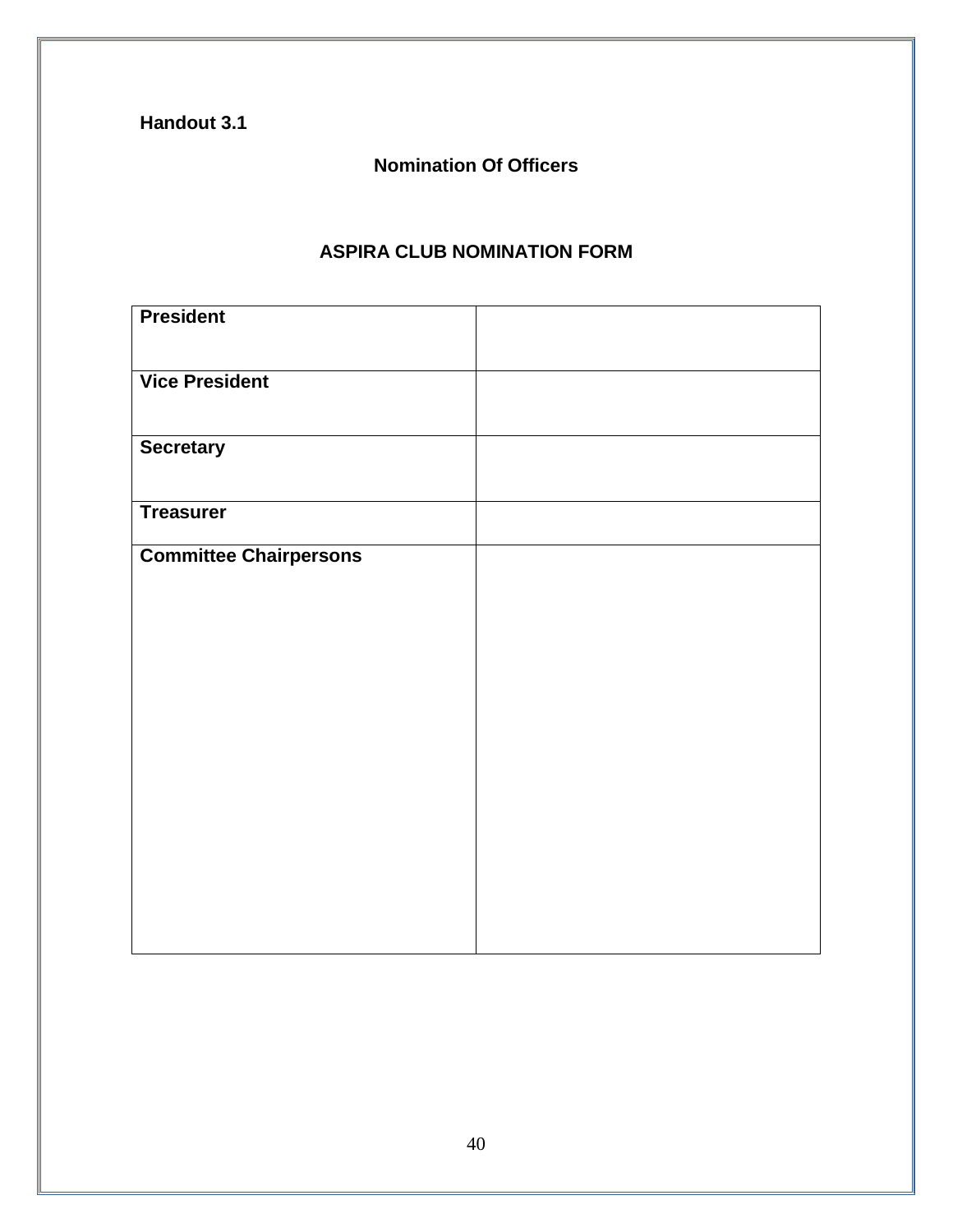**Handout 3.1**

## Nomination Of Officers

## ASPIRA CLUB NOMINATION FORM

| | |
|---|---|
| **President** | |
| **Vice President** | |
| **Secretary** | |
| **Treasurer** | |
| **Committee Chairpersons** | |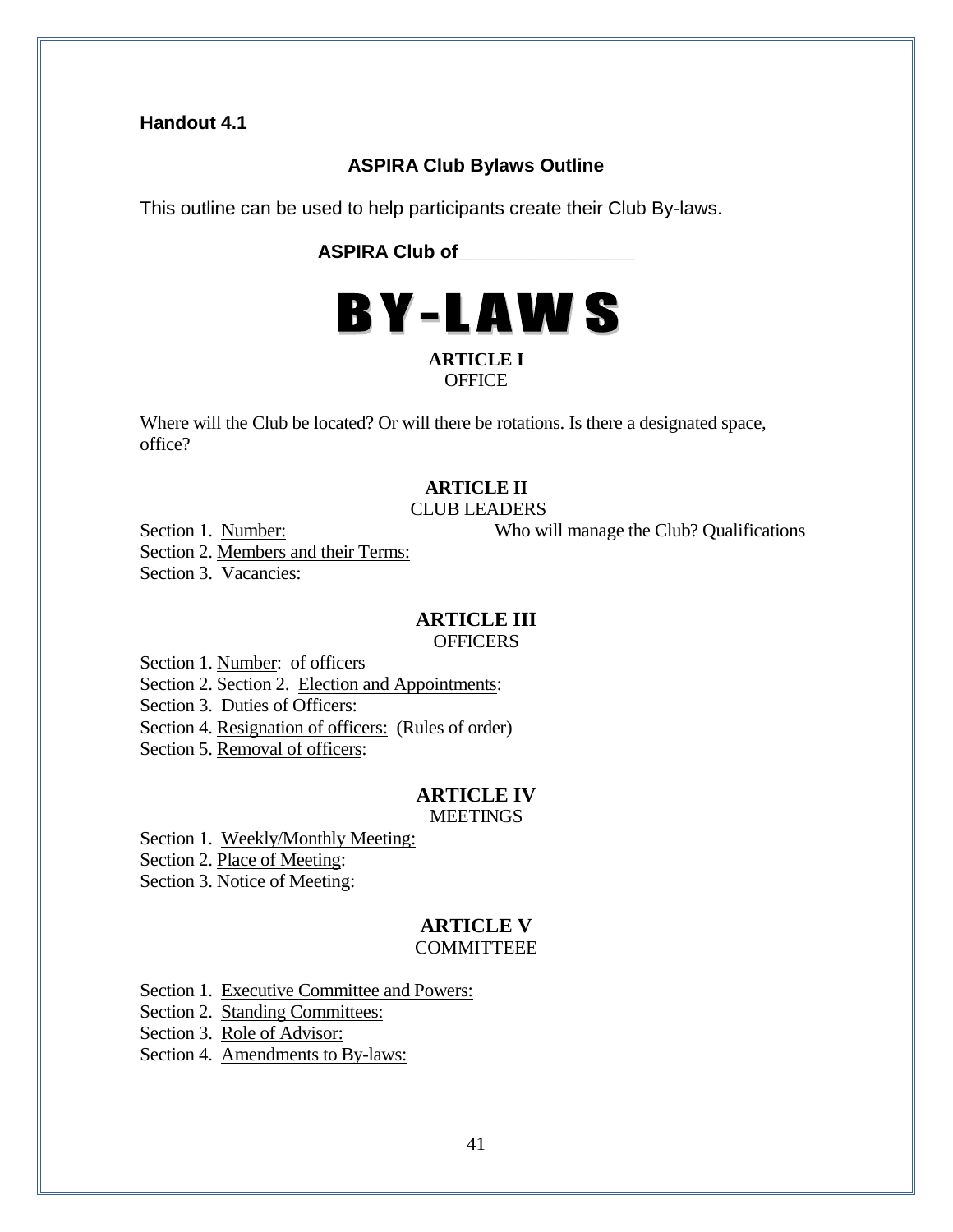**Handout 4.1**

## ASPIRA Club Bylaws Outline

This outline can be used to help participants create their Club By-laws.

**ASPIRA Club of\_\_\_\_\_\_\_\_\_\_\_\_\_\_\_\_\_\_**

# BY-LAWS

### ARTICLE I
OFFICE

Where will the Club be located? Or will there be rotations. Is there a designated space, office?

### ARTICLE II
CLUB LEADERS

Section 1. Number: Who will manage the Club? Qualifications
Section 2. Members and their Terms:
Section 3. Vacancies:

### ARTICLE III
OFFICERS

Section 1. Number: of officers
Section 2. Section 2. Election and Appointments:
Section 3. Duties of Officers:
Section 4. Resignation of officers: (Rules of order)
Section 5. Removal of officers:

### ARTICLE IV
MEETINGS

Section 1. Weekly/Monthly Meeting:
Section 2. Place of Meeting:
Section 3. Notice of Meeting:

### ARTICLE V
COMMITTEEE

Section 1. Executive Committee and Powers:
Section 2. Standing Committees:
Section 3. Role of Advisor:
Section 4. Amendments to By-laws: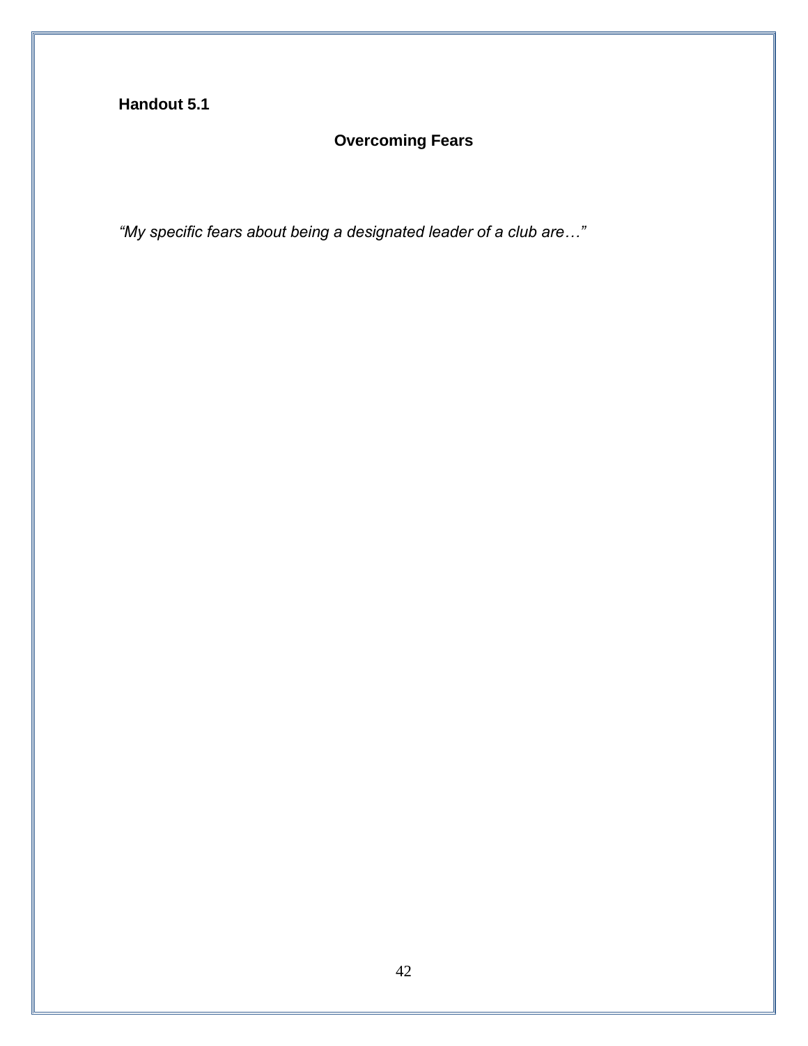**Handout 5.1**

## Overcoming Fears

*"My specific fears about being a designated leader of a club are…"*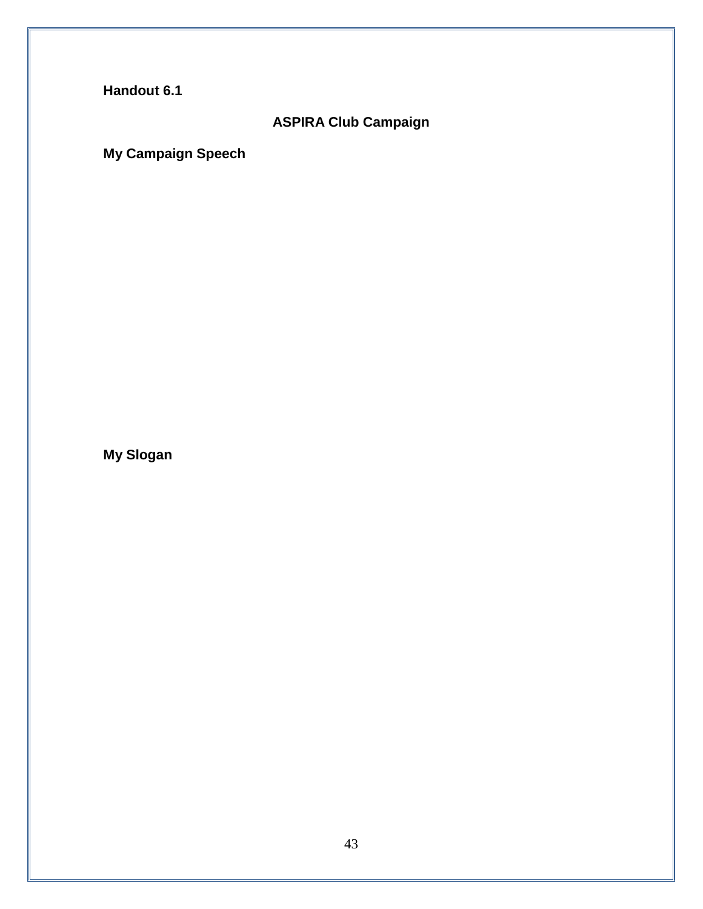**Handout 6.1**

## ASPIRA Club Campaign

**My Campaign Speech**

**My Slogan**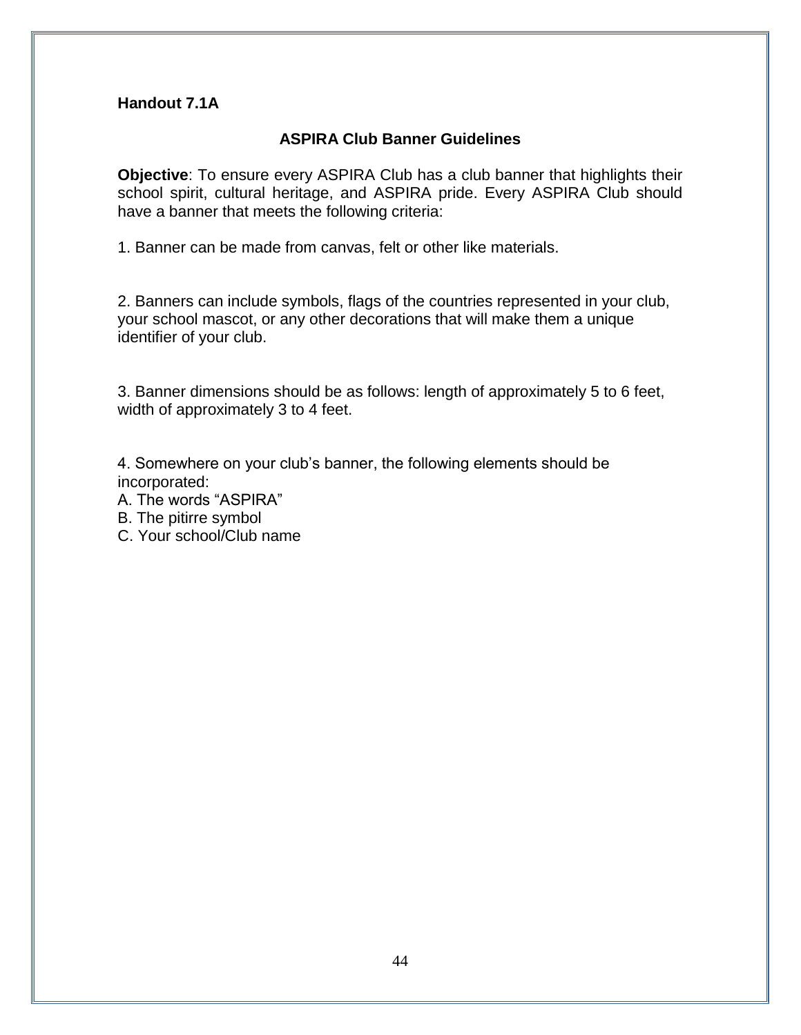**Handout 7.1A**

## ASPIRA Club Banner Guidelines

**Objective**: To ensure every ASPIRA Club has a club banner that highlights their school spirit, cultural heritage, and ASPIRA pride. Every ASPIRA Club should have a banner that meets the following criteria:

1. Banner can be made from canvas, felt or other like materials.

2. Banners can include symbols, flags of the countries represented in your club, your school mascot, or any other decorations that will make them a unique identifier of your club.

3. Banner dimensions should be as follows: length of approximately 5 to 6 feet, width of approximately 3 to 4 feet.

4. Somewhere on your club's banner, the following elements should be incorporated:
A. The words "ASPIRA"
B. The pitirre symbol
C. Your school/Club name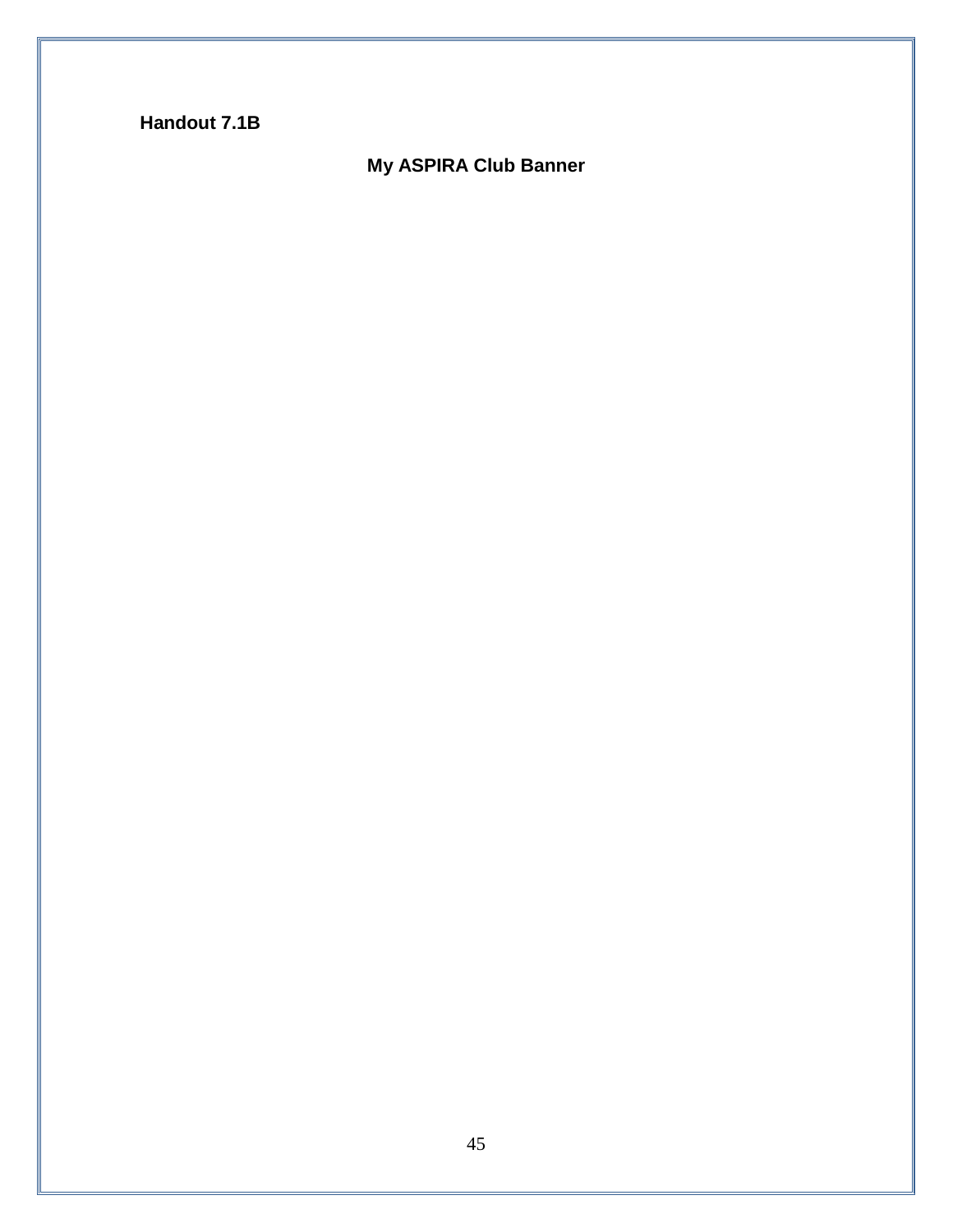**Handout 7.1B**

## My ASPIRA Club Banner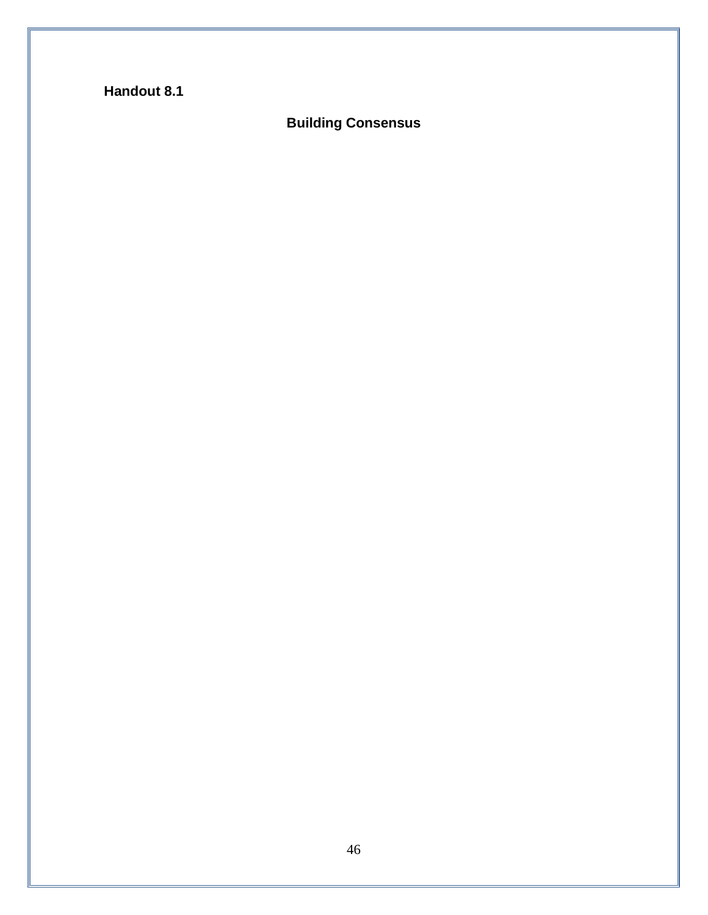**Handout 8.1**

## Building Consensus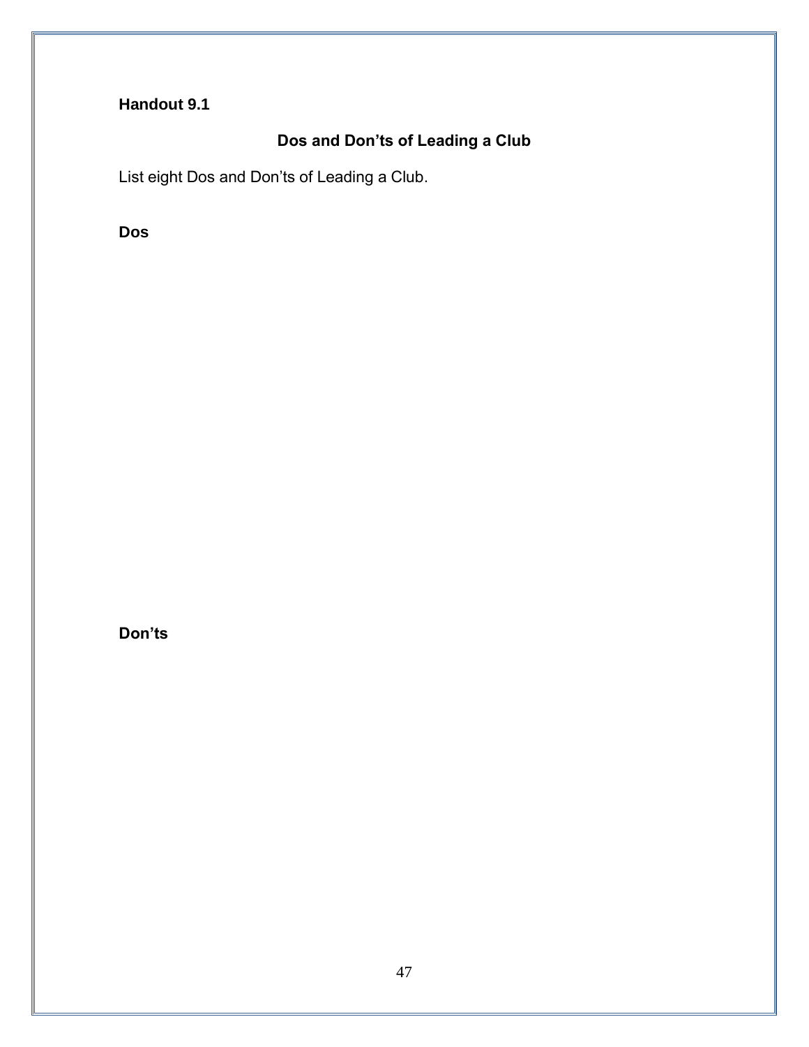**Handout 9.1**

## Dos and Don'ts of Leading a Club

List eight Dos and Don'ts of Leading a Club.

**Dos**

**Don'ts**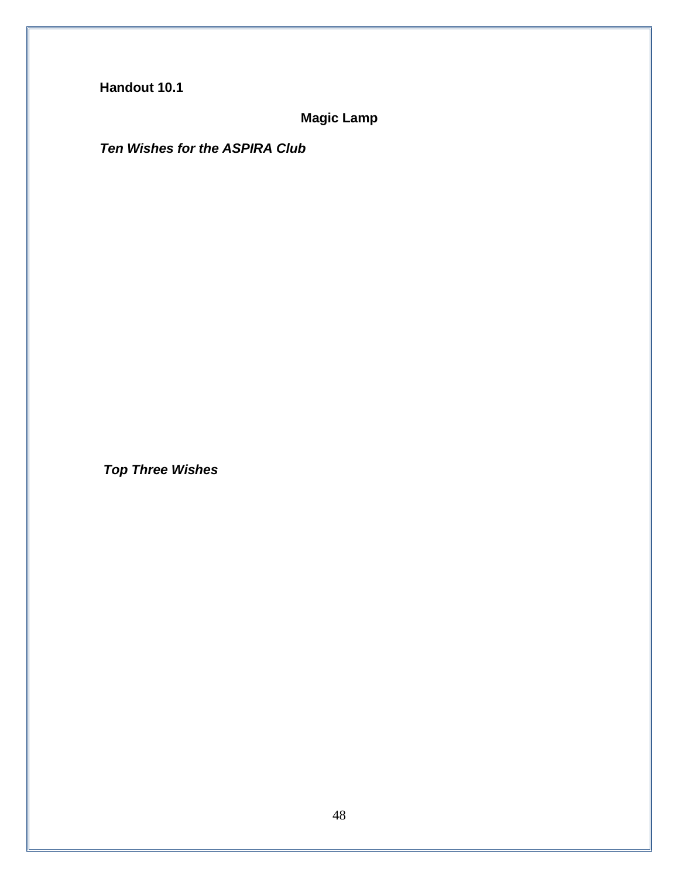**Handout 10.1**

## Magic Lamp

***Ten Wishes for the ASPIRA Club***

***Top Three Wishes***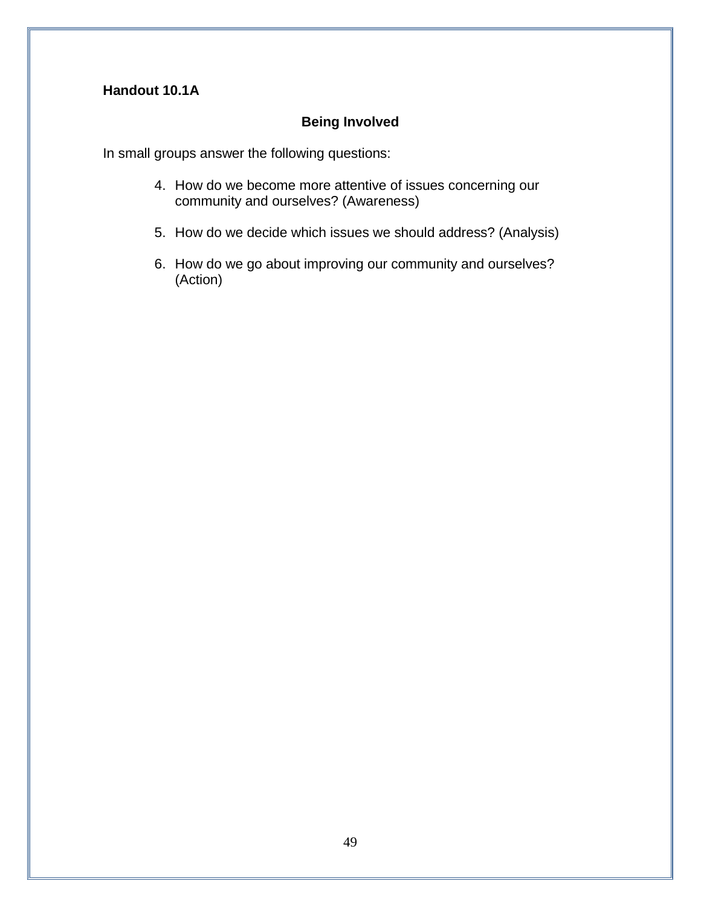**Handout 10.1A**

## Being Involved

In small groups answer the following questions:

4. How do we become more attentive of issues concerning our community and ourselves? (Awareness)

5. How do we decide which issues we should address? (Analysis)

6. How do we go about improving our community and ourselves? (Action)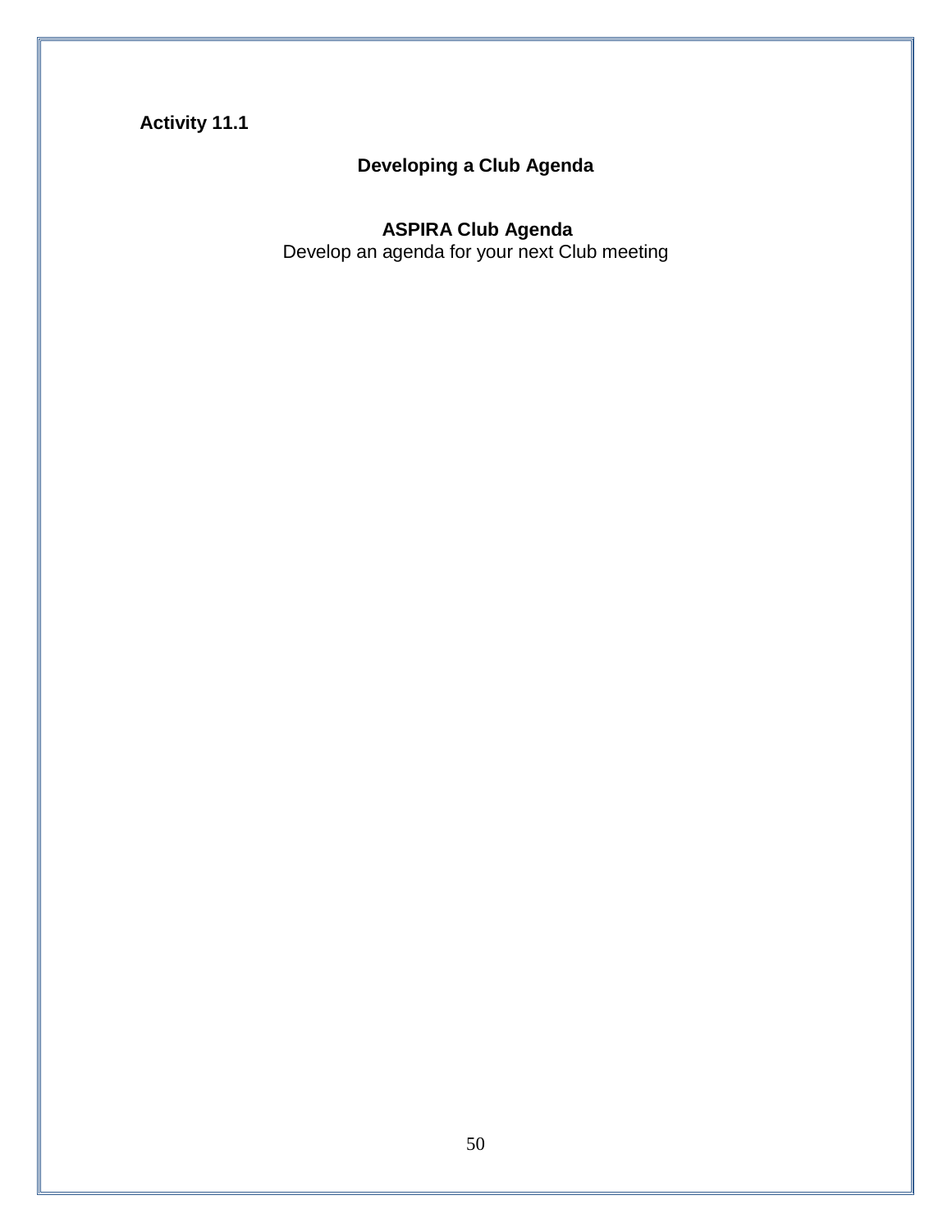**Activity 11.1**

## Developing a Club Agenda

### ASPIRA Club Agenda

Develop an agenda for your next Club meeting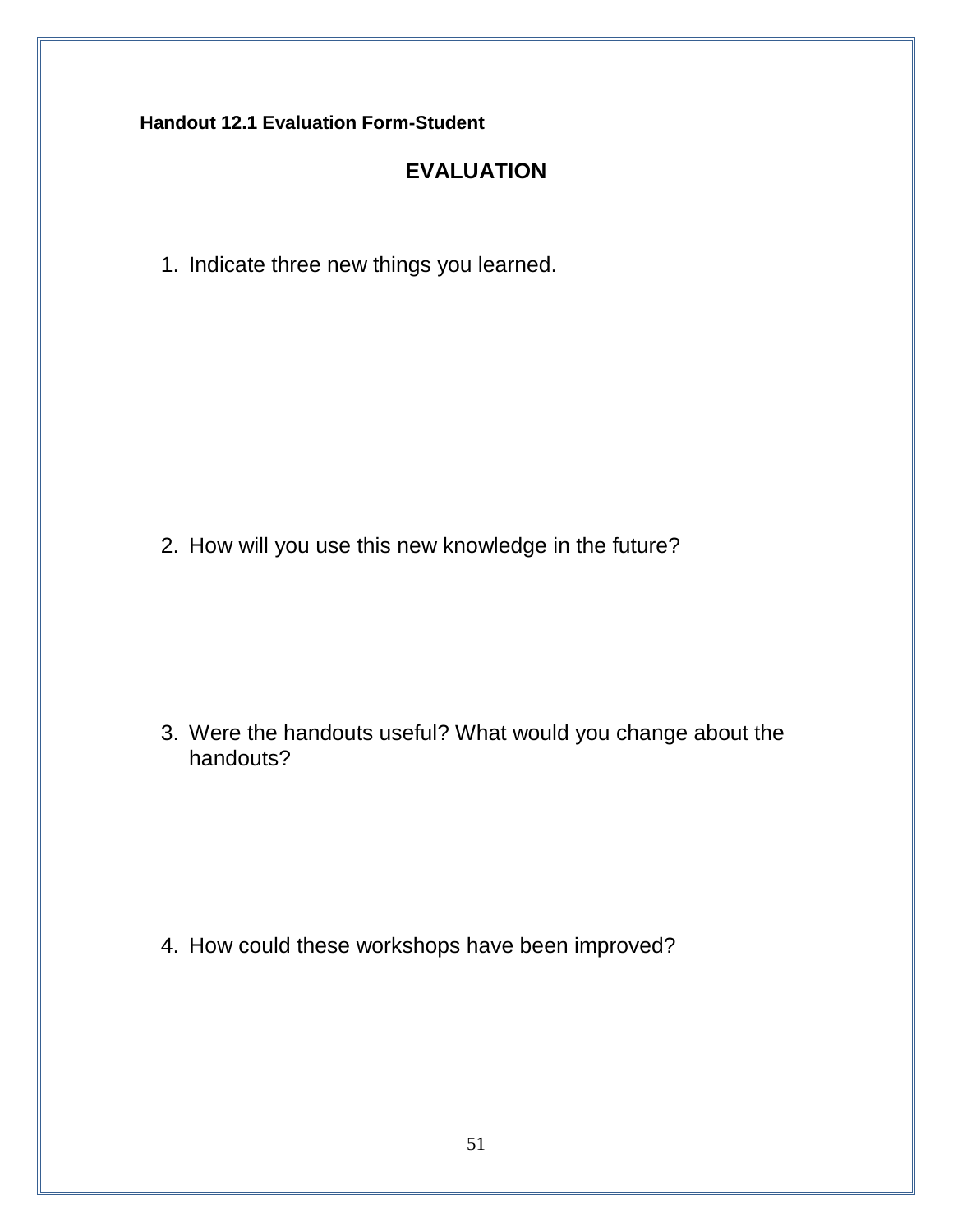**Handout 12.1 Evaluation Form-Student**

## EVALUATION

1. Indicate three new things you learned.

2. How will you use this new knowledge in the future?

3. Were the handouts useful? What would you change about the handouts?

4. How could these workshops have been improved?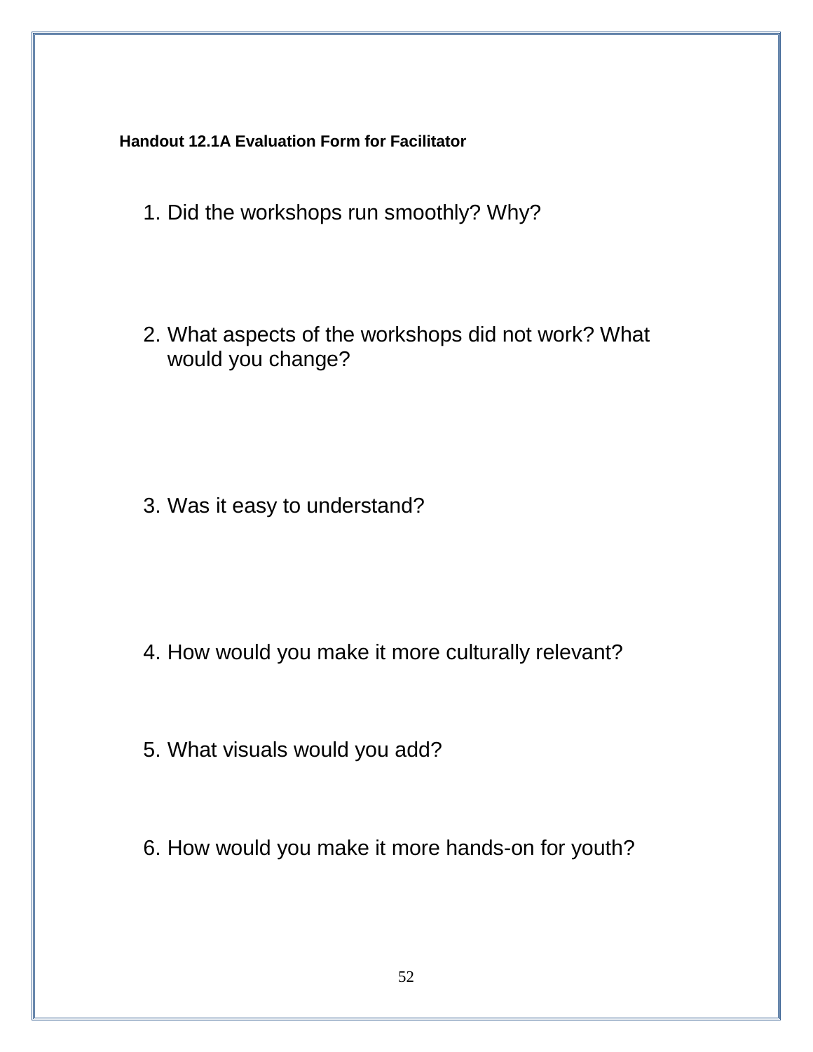**Handout 12.1A Evaluation Form for Facilitator**

1. Did the workshops run smoothly? Why?

2. What aspects of the workshops did not work? What would you change?

3. Was it easy to understand?

4. How would you make it more culturally relevant?

5. What visuals would you add?

6. How would you make it more hands-on for youth?